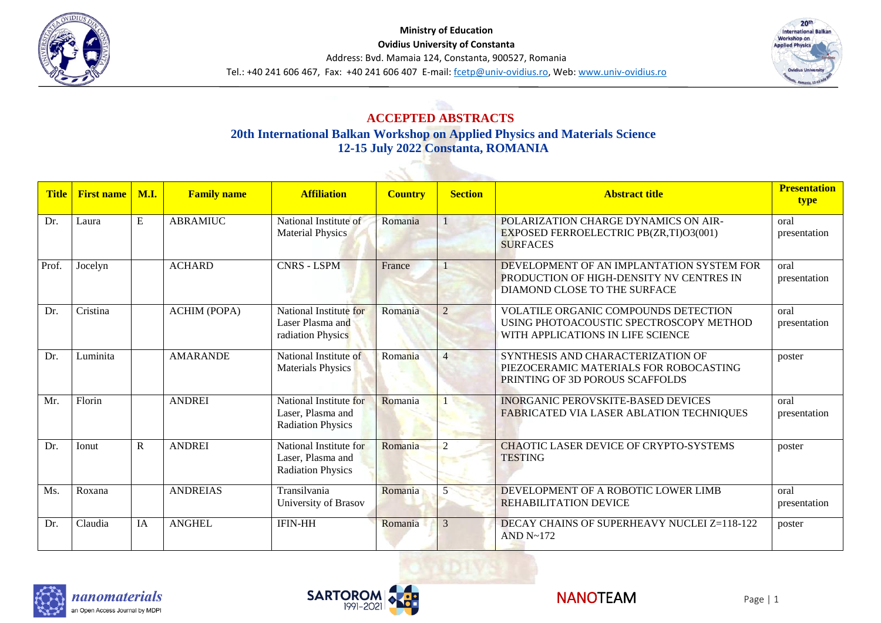Ministry of Education

Ovidius University of Constanta

Address: Bvd. Mamaia 124, Constanta, 900527, Romania

Tel.: +40 241 606 467, Fax: +40 241 606 407 E-mail: fcetp@univ-ovidius.ro, Web: www.univ-ovidius.ro

# ACCEPTED ABSTRACTS

## 20th International Balkan Workshop on Applied Physics and Materials Science
## 12-15 July 2022 Constanta, ROMANIA

| Title | First name | M.I. | Family name | Affiliation | Country | Section | Abstract title | Presentation type |
|---|---|---|---|---|---|---|---|---|
| Dr. | Laura | E | ABRAMIUC | National Institute of Material Physics | Romania | 1 | POLARIZATION CHARGE DYNAMICS ON AIR-EXPOSED FERROELECTRIC PB(ZR,TI)O3(001) SURFACES | oral presentation |
| Prof. | Jocelyn | | ACHARD | CNRS - LSPM | France | 1 | DEVELOPMENT OF AN IMPLANTATION SYSTEM FOR PRODUCTION OF HIGH-DENSITY NV CENTRES IN DIAMOND CLOSE TO THE SURFACE | oral presentation |
| Dr. | Cristina | | ACHIM (POPA) | National Institute for Laser Plasma and radiation Physics | Romania | 2 | VOLATILE ORGANIC COMPOUNDS DETECTION USING PHOTOACOUSTIC SPECTROSCOPY METHOD WITH APPLICATIONS IN LIFE SCIENCE | oral presentation |
| Dr. | Luminita | | AMARANDE | National Institute of Materials Physics | Romania | 4 | SYNTHESIS AND CHARACTERIZATION OF PIEZOCERAMIC MATERIALS FOR ROBOCASTING PRINTING OF 3D POROUS SCAFFOLDS | poster |
| Mr. | Florin | | ANDREI | National Institute for Laser, Plasma and Radiation Physics | Romania | 1 | INORGANIC PEROVSKITE-BASED DEVICES FABRICATED VIA LASER ABLATION TECHNIQUES | oral presentation |
| Dr. | Ionut | R | ANDREI | National Institute for Laser, Plasma and Radiation Physics | Romania | 2 | CHAOTIC LASER DEVICE OF CRYPTO-SYSTEMS TESTING | poster |
| Ms. | Roxana | | ANDREIAS | Transilvania University of Brasov | Romania | 5 | DEVELOPMENT OF A ROBOTIC LOWER LIMB REHABILITATION DEVICE | oral presentation |
| Dr. | Claudia | IA | ANGHEL | IFIN-HH | Romania | 3 | DECAY CHAINS OF SUPERHEAVY NUCLEI Z=118-122 AND N~172 | poster |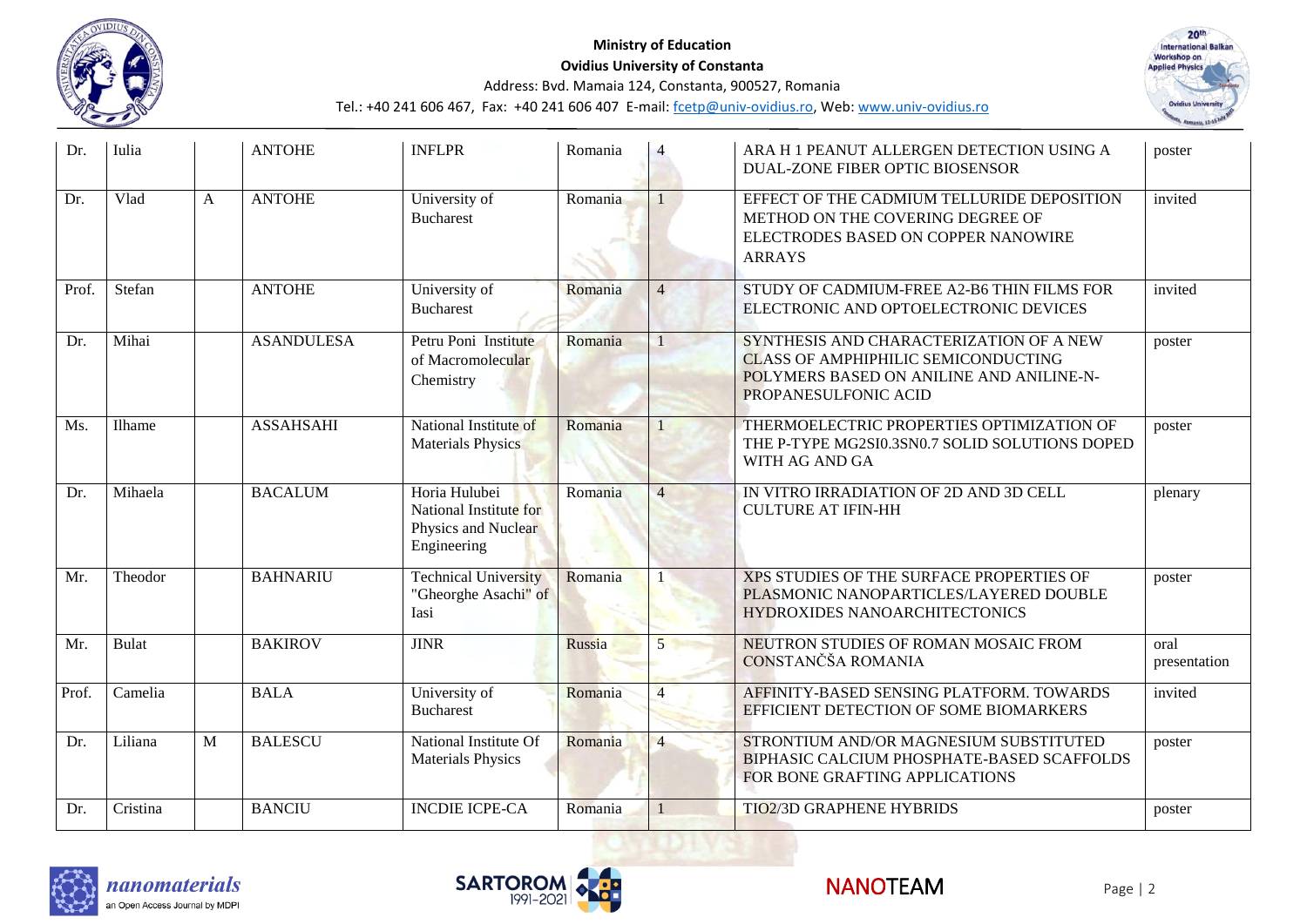| Dr. | Iulia | | ANTOHE | INFLPR | Romania | 4 | ARA H 1 PEANUT ALLERGEN DETECTION USING A DUAL-ZONE FIBER OPTIC BIOSENSOR | poster |
|---|---|---|---|---|---|---|---|---|
| Dr. | Vlad | A | ANTOHE | University of Bucharest | Romania | 1 | EFFECT OF THE CADMIUM TELLURIDE DEPOSITION METHOD ON THE COVERING DEGREE OF ELECTRODES BASED ON COPPER NANOWIRE ARRAYS | invited |
| Prof. | Stefan | | ANTOHE | University of Bucharest | Romania | 4 | STUDY OF CADMIUM-FREE A2-B6 THIN FILMS FOR ELECTRONIC AND OPTOELECTRONIC DEVICES | invited |
| Dr. | Mihai | | ASANDULESA | Petru Poni Institute of Macromolecular Chemistry | Romania | 1 | SYNTHESIS AND CHARACTERIZATION OF A NEW CLASS OF AMPHIPHILIC SEMICONDUCTING POLYMERS BASED ON ANILINE AND ANILINE-N-PROPANESULFONIC ACID | poster |
| Ms. | Ilhame | | ASSAHSAHI | National Institute of Materials Physics | Romania | 1 | THERMOELECTRIC PROPERTIES OPTIMIZATION OF THE P-TYPE MG2SI0.3SN0.7 SOLID SOLUTIONS DOPED WITH AG AND GA | poster |
| Dr. | Mihaela | | BACALUM | Horia Hulubei National Institute for Physics and Nuclear Engineering | Romania | 4 | IN VITRO IRRADIATION OF 2D AND 3D CELL CULTURE AT IFIN-HH | plenary |
| Mr. | Theodor | | BAHNARIU | Technical University "Gheorghe Asachi" of Iasi | Romania | 1 | XPS STUDIES OF THE SURFACE PROPERTIES OF PLASMONIC NANOPARTICLES/LAYERED DOUBLE HYDROXIDES NANOARCHITECTONICS | poster |
| Mr. | Bulat | | BAKIROV | JINR | Russia | 5 | NEUTRON STUDIES OF ROMAN MOSAIC FROM CONSTANČŠA ROMANIA | oral presentation |
| Prof. | Camelia | | BALA | University of Bucharest | Romania | 4 | AFFINITY-BASED SENSING PLATFORM. TOWARDS EFFICIENT DETECTION OF SOME BIOMARKERS | invited |
| Dr. | Liliana | M | BALESCU | National Institute Of Materials Physics | Romania | 4 | STRONTIUM AND/OR MAGNESIUM SUBSTITUTED BIPHASIC CALCIUM PHOSPHATE-BASED SCAFFOLDS FOR BONE GRAFTING APPLICATIONS | poster |
| Dr. | Cristina | | BANCIU | INCDIE ICPE-CA | Romania | 1 | TIO2/3D GRAPHENE HYBRIDS | poster |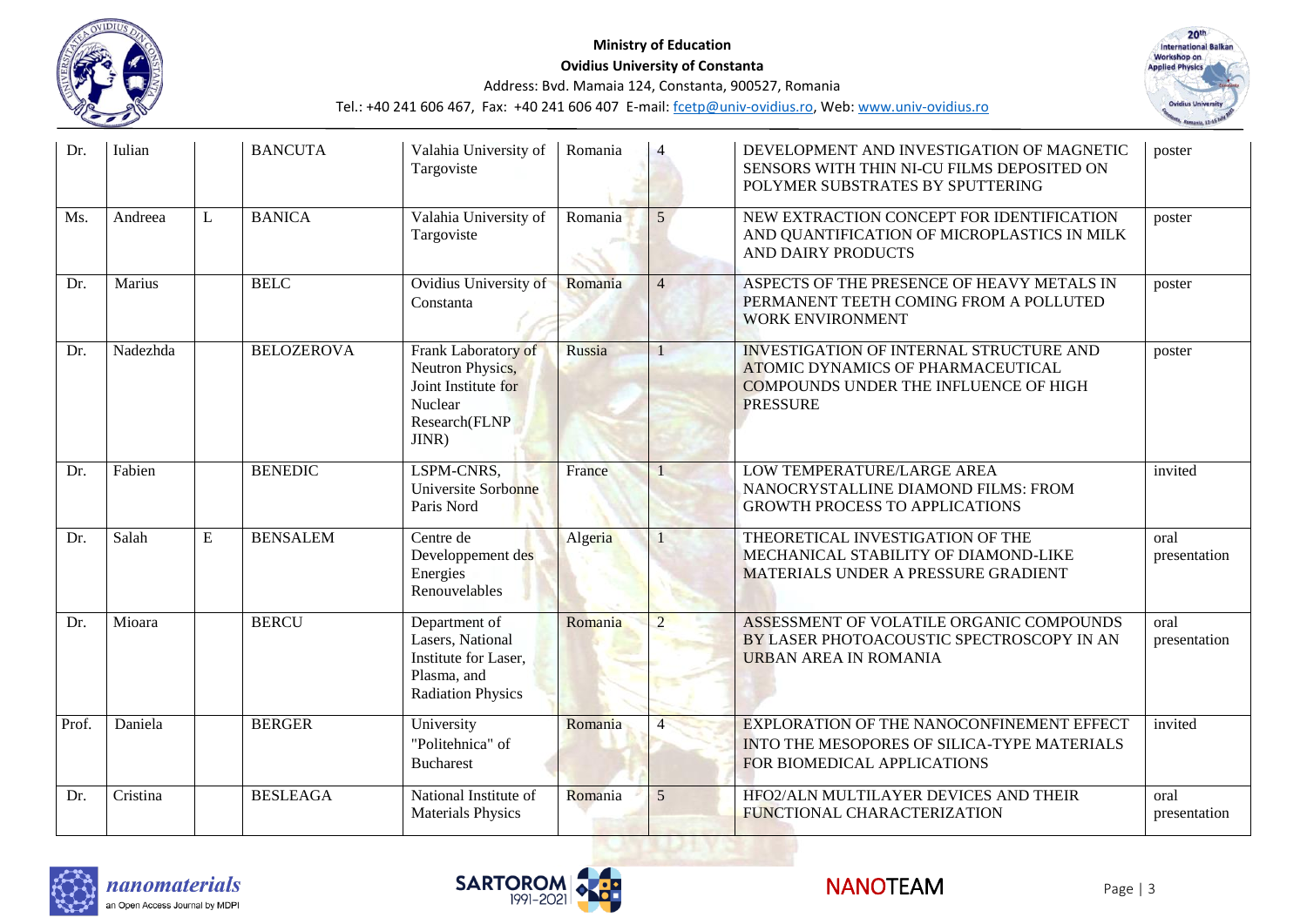| Dr. | Iulian | | BANCUTA | Valahia University of Targoviste | Romania | 4 | DEVELOPMENT AND INVESTIGATION OF MAGNETIC SENSORS WITH THIN NI-CU FILMS DEPOSITED ON POLYMER SUBSTRATES BY SPUTTERING | poster |
|---|---|---|---|---|---|---|---|---|
| Ms. | Andreea | L | BANICA | Valahia University of Targoviste | Romania | 5 | NEW EXTRACTION CONCEPT FOR IDENTIFICATION AND QUANTIFICATION OF MICROPLASTICS IN MILK AND DAIRY PRODUCTS | poster |
| Dr. | Marius | | BELC | Ovidius University of Constanta | Romania | 4 | ASPECTS OF THE PRESENCE OF HEAVY METALS IN PERMANENT TEETH COMING FROM A POLLUTED WORK ENVIRONMENT | poster |
| Dr. | Nadezhda | | BELOZEROVA | Frank Laboratory of Neutron Physics, Joint Institute for Nuclear Research(FLNP JINR) | Russia | 1 | INVESTIGATION OF INTERNAL STRUCTURE AND ATOMIC DYNAMICS OF PHARMACEUTICAL COMPOUNDS UNDER THE INFLUENCE OF HIGH PRESSURE | poster |
| Dr. | Fabien | | BENEDIC | LSPM-CNRS, Universite Sorbonne Paris Nord | France | 1 | LOW TEMPERATURE/LARGE AREA NANOCRYSTALLINE DIAMOND FILMS: FROM GROWTH PROCESS TO APPLICATIONS | invited |
| Dr. | Salah | E | BENSALEM | Centre de Developpement des Energies Renouvelables | Algeria | 1 | THEORETICAL INVESTIGATION OF THE MECHANICAL STABILITY OF DIAMOND-LIKE MATERIALS UNDER A PRESSURE GRADIENT | oral presentation |
| Dr. | Mioara | | BERCU | Department of Lasers, National Institute for Laser, Plasma, and Radiation Physics | Romania | 2 | ASSESSMENT OF VOLATILE ORGANIC COMPOUNDS BY LASER PHOTOACOUSTIC SPECTROSCOPY IN AN URBAN AREA IN ROMANIA | oral presentation |
| Prof. | Daniela | | BERGER | University "Politehnica" of Bucharest | Romania | 4 | EXPLORATION OF THE NANOCONFINEMENT EFFECT INTO THE MESOPORES OF SILICA-TYPE MATERIALS FOR BIOMEDICAL APPLICATIONS | invited |
| Dr. | Cristina | | BESLEAGA | National Institute of Materials Physics | Romania | 5 | HFO2/ALN MULTILAYER DEVICES AND THEIR FUNCTIONAL CHARACTERIZATION | oral presentation |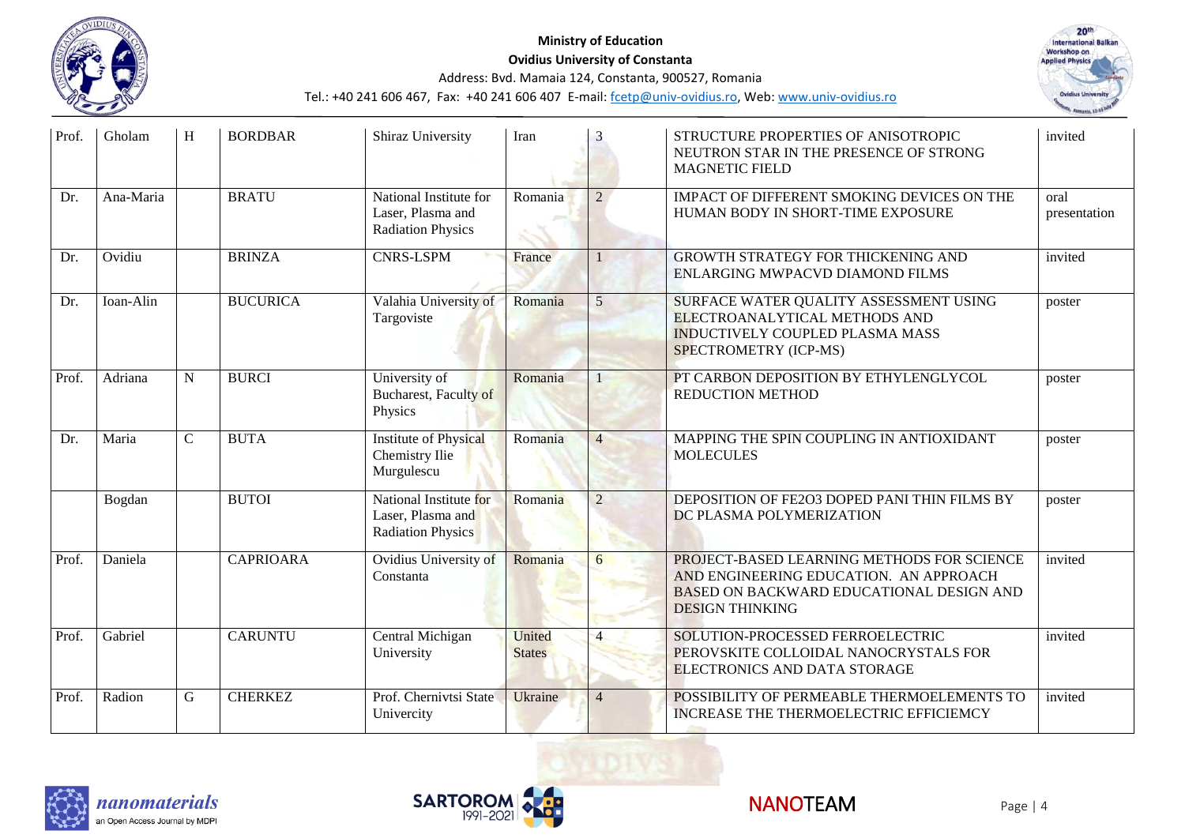| Prof. | Gholam | H | BORDBAR | Shiraz University | Iran | 3 | STRUCTURE PROPERTIES OF ANISOTROPIC NEUTRON STAR IN THE PRESENCE OF STRONG MAGNETIC FIELD | invited |
|---|---|---|---|---|---|---|---|---|
| Dr. | Ana-Maria | | BRATU | National Institute for Laser, Plasma and Radiation Physics | Romania | 2 | IMPACT OF DIFFERENT SMOKING DEVICES ON THE HUMAN BODY IN SHORT-TIME EXPOSURE | oral presentation |
| Dr. | Ovidiu | | BRINZA | CNRS-LSPM | France | 1 | GROWTH STRATEGY FOR THICKENING AND ENLARGING MWPACVD DIAMOND FILMS | invited |
| Dr. | Ioan-Alin | | BUCURICA | Valahia University of Targoviste | Romania | 5 | SURFACE WATER QUALITY ASSESSMENT USING ELECTROANALYTICAL METHODS AND INDUCTIVELY COUPLED PLASMA MASS SPECTROMETRY (ICP-MS) | poster |
| Prof. | Adriana | N | BURCI | University of Bucharest, Faculty of Physics | Romania | 1 | PT CARBON DEPOSITION BY ETHYLENGLYCOL REDUCTION METHOD | poster |
| Dr. | Maria | C | BUTA | Institute of Physical Chemistry Ilie Murgulescu | Romania | 4 | MAPPING THE SPIN COUPLING IN ANTIOXIDANT MOLECULES | poster |
| | Bogdan | | BUTOI | National Institute for Laser, Plasma and Radiation Physics | Romania | 2 | DEPOSITION OF FE2O3 DOPED PANI THIN FILMS BY DC PLASMA POLYMERIZATION | poster |
| Prof. | Daniela | | CAPRIOARA | Ovidius University of Constanta | Romania | 6 | PROJECT-BASED LEARNING METHODS FOR SCIENCE AND ENGINEERING EDUCATION. AN APPROACH BASED ON BACKWARD EDUCATIONAL DESIGN AND DESIGN THINKING | invited |
| Prof. | Gabriel | | CARUNTU | Central Michigan University | United States | 4 | SOLUTION-PROCESSED FERROELECTRIC PEROVSKITE COLLOIDAL NANOCRYSTALS FOR ELECTRONICS AND DATA STORAGE | invited |
| Prof. | Radion | G | CHERKEZ | Prof. Chernivtsi State Univercity | Ukraine | 4 | POSSIBILITY OF PERMEABLE THERMOELEMENTS TO INCREASE THE THERMOELECTRIC EFFICIEMCY | invited |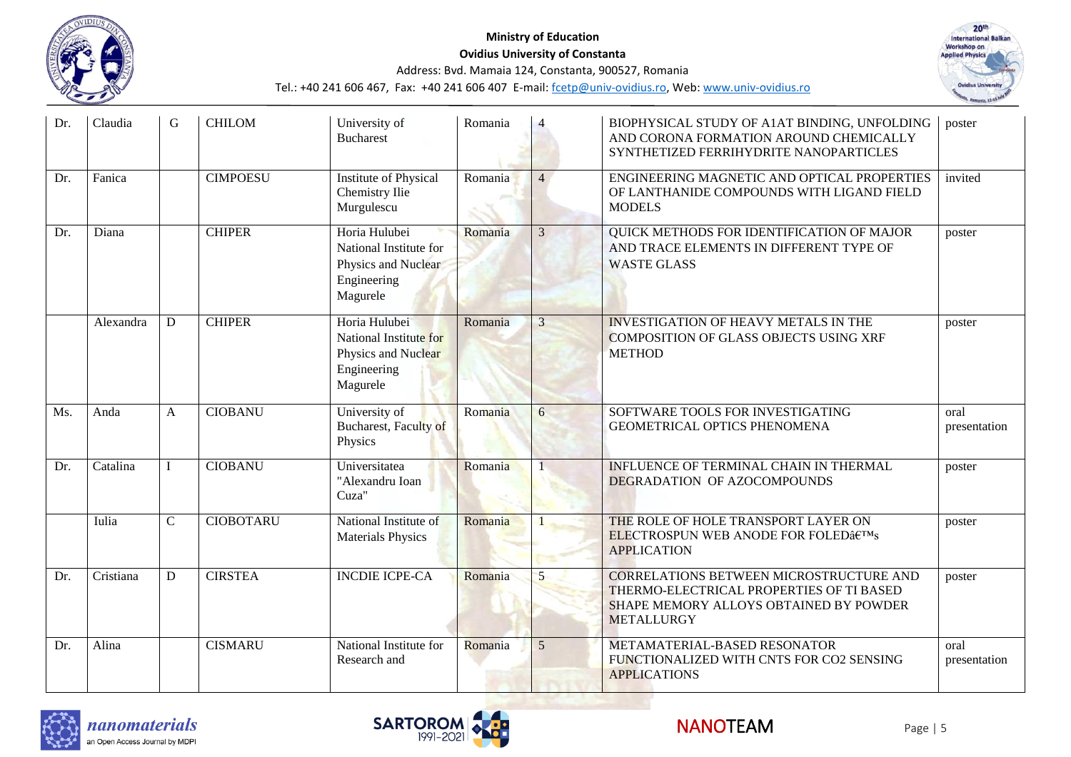| Dr. | Claudia | G | CHILOM | University of Bucharest | Romania | 4 | BIOPHYSICAL STUDY OF A1AT BINDING, UNFOLDING AND CORONA FORMATION AROUND CHEMICALLY SYNTHETIZED FERRIHYDRITE NANOPARTICLES | poster |
|---|---|---|---|---|---|---|---|---|
| Dr. | Fanica | | CIMPOESU | Institute of Physical Chemistry Ilie Murgulescu | Romania | 4 | ENGINEERING MAGNETIC AND OPTICAL PROPERTIES OF LANTHANIDE COMPOUNDS WITH LIGAND FIELD MODELS | invited |
| Dr. | Diana | | CHIPER | Horia Hulubei National Institute for Physics and Nuclear Engineering Magurele | Romania | 3 | QUICK METHODS FOR IDENTIFICATION OF MAJOR AND TRACE ELEMENTS IN DIFFERENT TYPE OF WASTE GLASS | poster |
| | Alexandra | D | CHIPER | Horia Hulubei National Institute for Physics and Nuclear Engineering Magurele | Romania | 3 | INVESTIGATION OF HEAVY METALS IN THE COMPOSITION OF GLASS OBJECTS USING XRF METHOD | poster |
| Ms. | Anda | A | CIOBANU | University of Bucharest, Faculty of Physics | Romania | 6 | SOFTWARE TOOLS FOR INVESTIGATING GEOMETRICAL OPTICS PHENOMENA | oral presentation |
| Dr. | Catalina | I | CIOBANU | Universitatea "Alexandru Ioan Cuza" | Romania | 1 | INFLUENCE OF TERMINAL CHAIN IN THERMAL DEGRADATION OF AZOCOMPOUNDS | poster |
| | Iulia | C | CIOBOTARU | National Institute of Materials Physics | Romania | 1 | THE ROLE OF HOLE TRANSPORT LAYER ON ELECTROSPUN WEB ANODE FOR FOLEDâ€™s APPLICATION | poster |
| Dr. | Cristiana | D | CIRSTEA | INCDIE ICPE-CA | Romania | 5 | CORRELATIONS BETWEEN MICROSTRUCTURE AND THERMO-ELECTRICAL PROPERTIES OF TI BASED SHAPE MEMORY ALLOYS OBTAINED BY POWDER METALLURGY | poster |
| Dr. | Alina | | CISMARU | National Institute for Research and | Romania | 5 | METAMATERIAL-BASED RESONATOR FUNCTIONALIZED WITH CNTS FOR CO2 SENSING APPLICATIONS | oral presentation |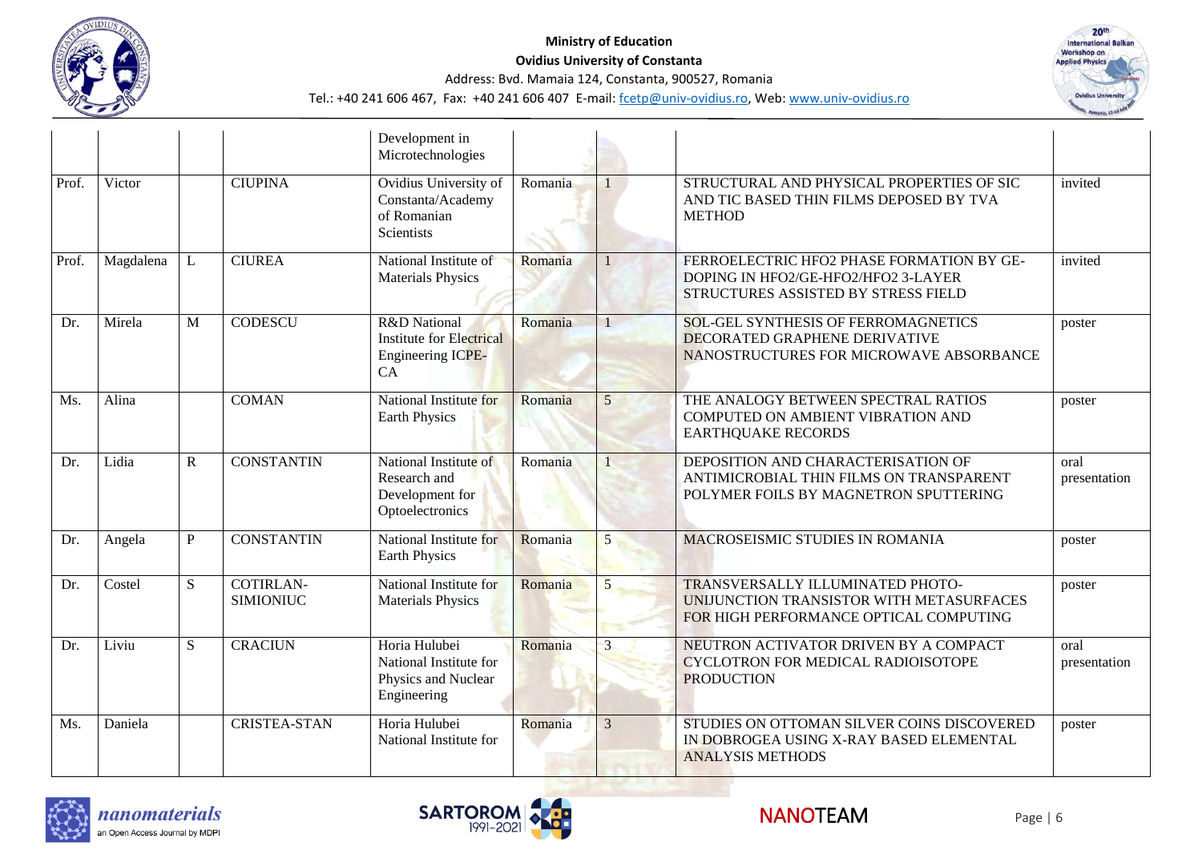| | | | | Development in Microtechnologies | | | | |
|---|---|---|---|---|---|---|---|---|
| Prof. | Victor | | CIUPINA | Ovidius University of Constanta/Academy of Romanian Scientists | Romania | 1 | STRUCTURAL AND PHYSICAL PROPERTIES OF SIC AND TIC BASED THIN FILMS DEPOSED BY TVA METHOD | invited |
| Prof. | Magdalena | L | CIUREA | National Institute of Materials Physics | Romania | 1 | FERROELECTRIC HFO2 PHASE FORMATION BY GE-DOPING IN HFO2/GE-HFO2/HFO2 3-LAYER STRUCTURES ASSISTED BY STRESS FIELD | invited |
| Dr. | Mirela | M | CODESCU | R&D National Institute for Electrical Engineering ICPE-CA | Romania | 1 | SOL-GEL SYNTHESIS OF FERROMAGNETICS DECORATED GRAPHENE DERIVATIVE NANOSTRUCTURES FOR MICROWAVE ABSORBANCE | poster |
| Ms. | Alina | | COMAN | National Institute for Earth Physics | Romania | 5 | THE ANALOGY BETWEEN SPECTRAL RATIOS COMPUTED ON AMBIENT VIBRATION AND EARTHQUAKE RECORDS | poster |
| Dr. | Lidia | R | CONSTANTIN | National Institute of Research and Development for Optoelectronics | Romania | 1 | DEPOSITION AND CHARACTERISATION OF ANTIMICROBIAL THIN FILMS ON TRANSPARENT POLYMER FOILS BY MAGNETRON SPUTTERING | oral presentation |
| Dr. | Angela | P | CONSTANTIN | National Institute for Earth Physics | Romania | 5 | MACROSEISMIC STUDIES IN ROMANIA | poster |
| Dr. | Costel | S | COTIRLAN-SIMIONIUC | National Institute for Materials Physics | Romania | 5 | TRANSVERSALLY ILLUMINATED PHOTO-UNIJUNCTION TRANSISTOR WITH METASURFACES FOR HIGH PERFORMANCE OPTICAL COMPUTING | poster |
| Dr. | Liviu | S | CRACIUN | Horia Hulubei National Institute for Physics and Nuclear Engineering | Romania | 3 | NEUTRON ACTIVATOR DRIVEN BY A COMPACT CYCLOTRON FOR MEDICAL RADIOISOTOPE PRODUCTION | oral presentation |
| Ms. | Daniela | | CRISTEA-STAN | Horia Hulubei National Institute for | Romania | 3 | STUDIES ON OTTOMAN SILVER COINS DISCOVERED IN DOBROGEA USING X-RAY BASED ELEMENTAL ANALYSIS METHODS | poster |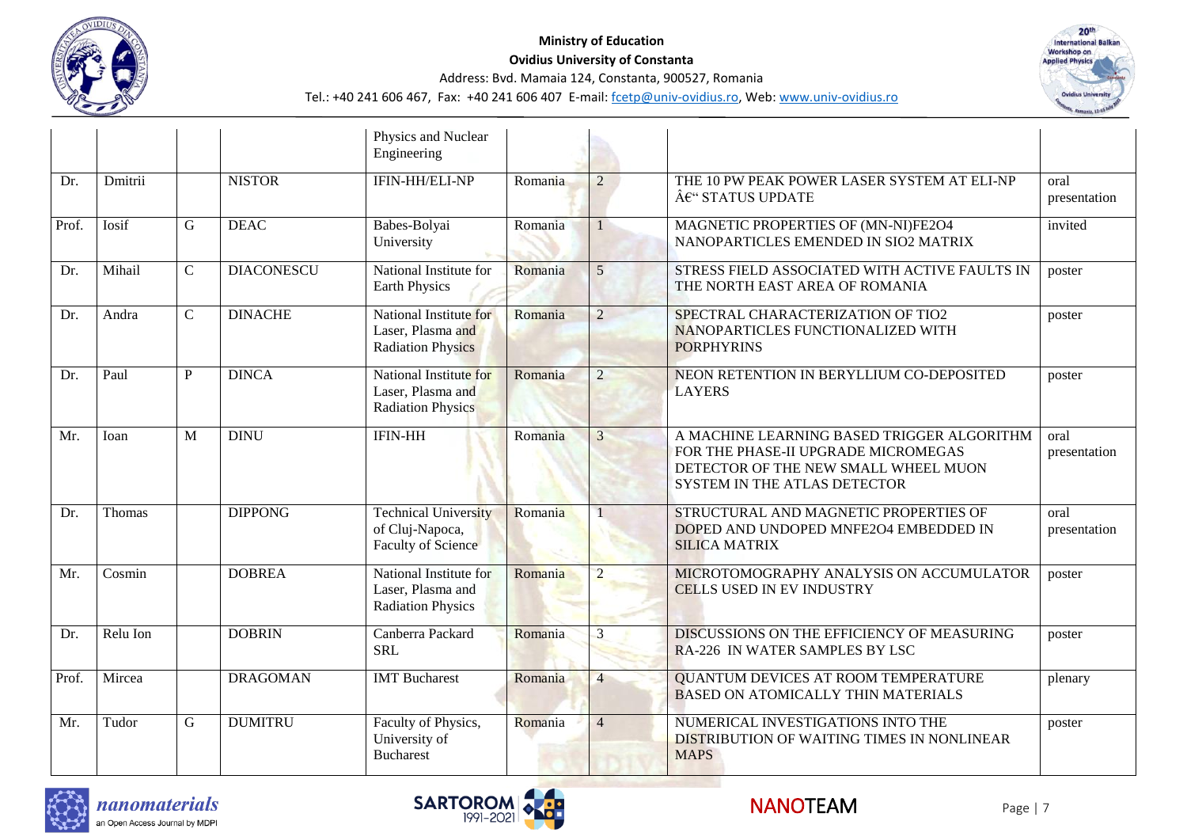| | | | | Physics and Nuclear Engineering | | | | |
|---|---|---|---|---|---|---|---|---|
| Dr. | Dmitrii | | NISTOR | IFIN-HH/ELI-NP | Romania | 2 | THE 10 PW PEAK POWER LASER SYSTEM AT ELI-NP â€“ STATUS UPDATE | oral presentation |
| Prof. | Iosif | G | DEAC | Babes-Bolyai University | Romania | 1 | MAGNETIC PROPERTIES OF (MN-NI)FE2O4 NANOPARTICLES EMENDED IN SIO2 MATRIX | invited |
| Dr. | Mihail | C | DIACONESCU | National Institute for Earth Physics | Romania | 5 | STRESS FIELD ASSOCIATED WITH ACTIVE FAULTS IN THE NORTH EAST AREA OF ROMANIA | poster |
| Dr. | Andra | C | DINACHE | National Institute for Laser, Plasma and Radiation Physics | Romania | 2 | SPECTRAL CHARACTERIZATION OF TIO2 NANOPARTICLES FUNCTIONALIZED WITH PORPHYRINS | poster |
| Dr. | Paul | P | DINCA | National Institute for Laser, Plasma and Radiation Physics | Romania | 2 | NEON RETENTION IN BERYLLIUM CO-DEPOSITED LAYERS | poster |
| Mr. | Ioan | M | DINU | IFIN-HH | Romania | 3 | A MACHINE LEARNING BASED TRIGGER ALGORITHM FOR THE PHASE-II UPGRADE MICROMEGAS DETECTOR OF THE NEW SMALL WHEEL MUON SYSTEM IN THE ATLAS DETECTOR | oral presentation |
| Dr. | Thomas | | DIPPONG | Technical University of Cluj-Napoca, Faculty of Science | Romania | 1 | STRUCTURAL AND MAGNETIC PROPERTIES OF DOPED AND UNDOPED MNFE2O4 EMBEDDED IN SILICA MATRIX | oral presentation |
| Mr. | Cosmin | | DOBREA | National Institute for Laser, Plasma and Radiation Physics | Romania | 2 | MICROTOMOGRAPHY ANALYSIS ON ACCUMULATOR CELLS USED IN EV INDUSTRY | poster |
| Dr. | Relu Ion | | DOBRIN | Canberra Packard SRL | Romania | 3 | DISCUSSIONS ON THE EFFICIENCY OF MEASURING RA-226 IN WATER SAMPLES BY LSC | poster |
| Prof. | Mircea | | DRAGOMAN | IMT Bucharest | Romania | 4 | QUANTUM DEVICES AT ROOM TEMPERATURE BASED ON ATOMICALLY THIN MATERIALS | plenary |
| Mr. | Tudor | G | DUMITRU | Faculty of Physics, University of Bucharest | Romania | 4 | NUMERICAL INVESTIGATIONS INTO THE DISTRIBUTION OF WAITING TIMES IN NONLINEAR MAPS | poster |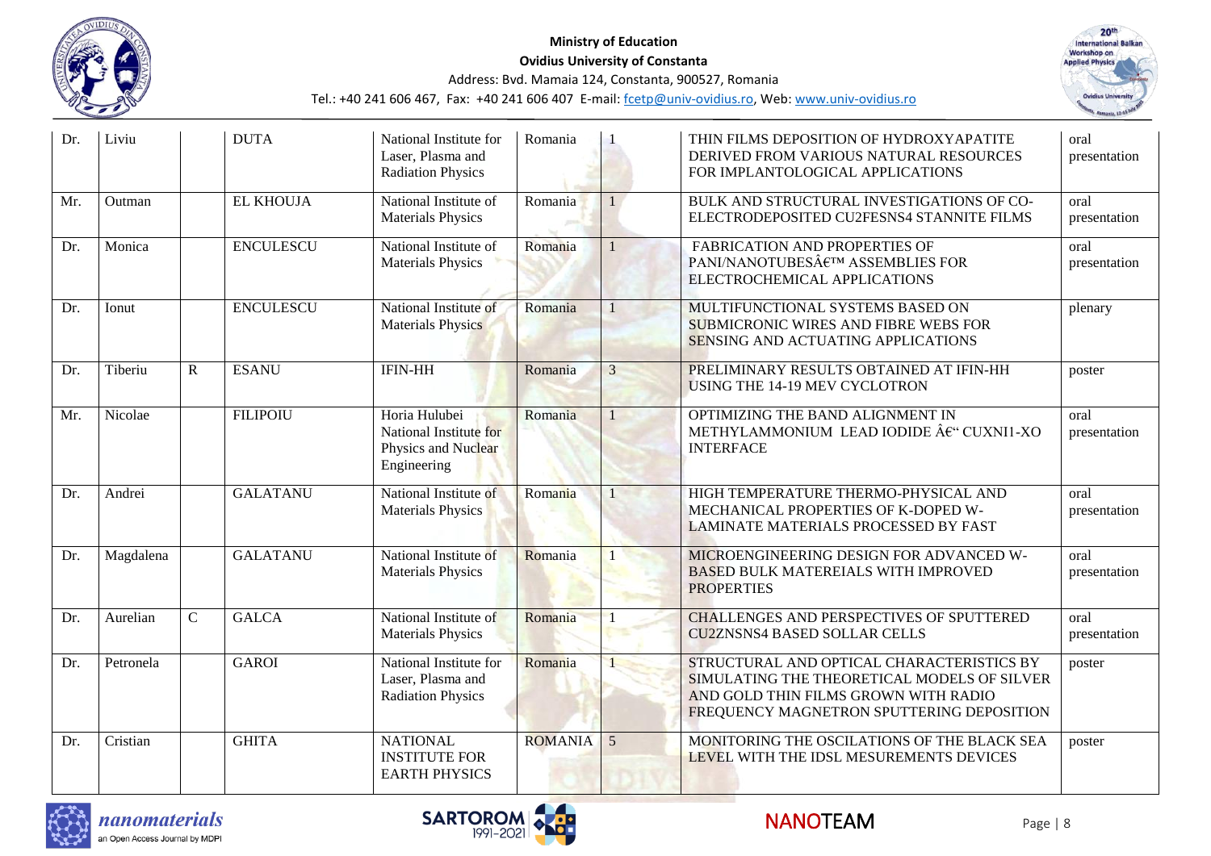| Dr. | Liviu | | DUTA | National Institute for Laser, Plasma and Radiation Physics | Romania | 1 | THIN FILMS DEPOSITION OF HYDROXYAPATITE DERIVED FROM VARIOUS NATURAL RESOURCES FOR IMPLANTOLOGICAL APPLICATIONS | oral presentation |
|---|---|---|---|---|---|---|---|---|
| Mr. | Outman | | EL KHOUJA | National Institute of Materials Physics | Romania | 1 | BULK AND STRUCTURAL INVESTIGATIONS OF CO-ELECTRODEPOSITED CU2FESNS4 STANNITE FILMS | oral presentation |
| Dr. | Monica | | ENCULESCU | National Institute of Materials Physics | Romania | 1 | FABRICATION AND PROPERTIES OF PANI/NANOTUBESâ€™ ASSEMBLIES FOR ELECTROCHEMICAL APPLICATIONS | oral presentation |
| Dr. | Ionut | | ENCULESCU | National Institute of Materials Physics | Romania | 1 | MULTIFUNCTIONAL SYSTEMS BASED ON SUBMICRONIC WIRES AND FIBRE WEBS FOR SENSING AND ACTUATING APPLICATIONS | plenary |
| Dr. | Tiberiu | R | ESANU | IFIN-HH | Romania | 3 | PRELIMINARY RESULTS OBTAINED AT IFIN-HH USING THE 14-19 MEV CYCLOTRON | poster |
| Mr. | Nicolae | | FILIPOIU | Horia Hulubei National Institute for Physics and Nuclear Engineering | Romania | 1 | OPTIMIZING THE BAND ALIGNMENT IN METHYLAMMONIUM LEAD IODIDE â€“ CUXNI1-XO INTERFACE | oral presentation |
| Dr. | Andrei | | GALATANU | National Institute of Materials Physics | Romania | 1 | HIGH TEMPERATURE THERMO-PHYSICAL AND MECHANICAL PROPERTIES OF K-DOPED W-LAMINATE MATERIALS PROCESSED BY FAST | oral presentation |
| Dr. | Magdalena | | GALATANU | National Institute of Materials Physics | Romania | 1 | MICROENGINEERING DESIGN FOR ADVANCED W-BASED BULK MATEREIALS WITH IMPROVED PROPERTIES | oral presentation |
| Dr. | Aurelian | C | GALCA | National Institute of Materials Physics | Romania | 1 | CHALLENGES AND PERSPECTIVES OF SPUTTERED CU2ZNSNS4 BASED SOLLAR CELLS | oral presentation |
| Dr. | Petronela | | GAROI | National Institute for Laser, Plasma and Radiation Physics | Romania | 1 | STRUCTURAL AND OPTICAL CHARACTERISTICS BY SIMULATING THE THEORETICAL MODELS OF SILVER AND GOLD THIN FILMS GROWN WITH RADIO FREQUENCY MAGNETRON SPUTTERING DEPOSITION | poster |
| Dr. | Cristian | | GHITA | NATIONAL INSTITUTE FOR EARTH PHYSICS | ROMANIA | 5 | MONITORING THE OSCILATIONS OF THE BLACK SEA LEVEL WITH THE IDSL MESUREMENTS DEVICES | poster |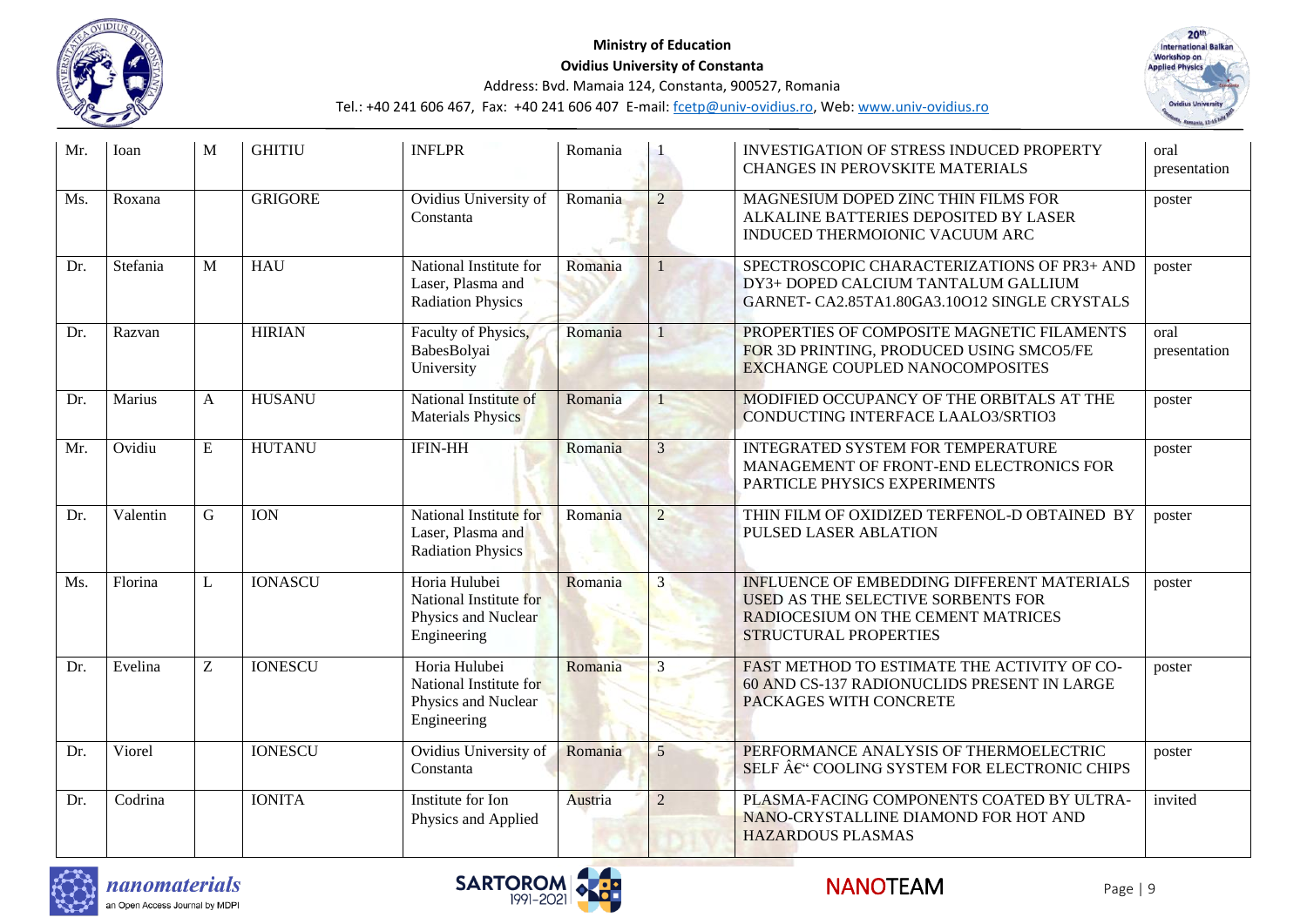| Mr. | Ioan | M | GHITIU | INFLPR | Romania | 1 | INVESTIGATION OF STRESS INDUCED PROPERTY CHANGES IN PEROVSKITE MATERIALS | oral presentation |
|---|---|---|---|---|---|---|---|---|
| Ms. | Roxana | | GRIGORE | Ovidius University of Constanta | Romania | 2 | MAGNESIUM DOPED ZINC THIN FILMS FOR ALKALINE BATTERIES DEPOSITED BY LASER INDUCED THERMOIONIC VACUUM ARC | poster |
| Dr. | Stefania | M | HAU | National Institute for Laser, Plasma and Radiation Physics | Romania | 1 | SPECTROSCOPIC CHARACTERIZATIONS OF PR3+ AND DY3+ DOPED CALCIUM TANTALUM GALLIUM GARNET- CA2.85TA1.80GA3.10O12 SINGLE CRYSTALS | poster |
| Dr. | Razvan | | HIRIAN | Faculty of Physics, BabesBolyai University | Romania | 1 | PROPERTIES OF COMPOSITE MAGNETIC FILAMENTS FOR 3D PRINTING, PRODUCED USING SMCO5/FE EXCHANGE COUPLED NANOCOMPOSITES | oral presentation |
| Dr. | Marius | A | HUSANU | National Institute of Materials Physics | Romania | 1 | MODIFIED OCCUPANCY OF THE ORBITALS AT THE CONDUCTING INTERFACE LAALO3/SRTIO3 | poster |
| Mr. | Ovidiu | E | HUTANU | IFIN-HH | Romania | 3 | INTEGRATED SYSTEM FOR TEMPERATURE MANAGEMENT OF FRONT-END ELECTRONICS FOR PARTICLE PHYSICS EXPERIMENTS | poster |
| Dr. | Valentin | G | ION | National Institute for Laser, Plasma and Radiation Physics | Romania | 2 | THIN FILM OF OXIDIZED TERFENOL-D OBTAINED BY PULSED LASER ABLATION | poster |
| Ms. | Florina | L | IONASCU | Horia Hulubei National Institute for Physics and Nuclear Engineering | Romania | 3 | INFLUENCE OF EMBEDDING DIFFERENT MATERIALS USED AS THE SELECTIVE SORBENTS FOR RADIOCESIUM ON THE CEMENT MATRICES STRUCTURAL PROPERTIES | poster |
| Dr. | Evelina | Z | IONESCU | Horia Hulubei National Institute for Physics and Nuclear Engineering | Romania | 3 | FAST METHOD TO ESTIMATE THE ACTIVITY OF CO-60 AND CS-137 RADIONUCLIDS PRESENT IN LARGE PACKAGES WITH CONCRETE | poster |
| Dr. | Viorel | | IONESCU | Ovidius University of Constanta | Romania | 5 | PERFORMANCE ANALYSIS OF THERMOELECTRIC SELF â€“ COOLING SYSTEM FOR ELECTRONIC CHIPS | poster |
| Dr. | Codrina | | IONITA | Institute for Ion Physics and Applied | Austria | 2 | PLASMA-FACING COMPONENTS COATED BY ULTRA-NANO-CRYSTALLINE DIAMOND FOR HOT AND HAZARDOUS PLASMAS | invited |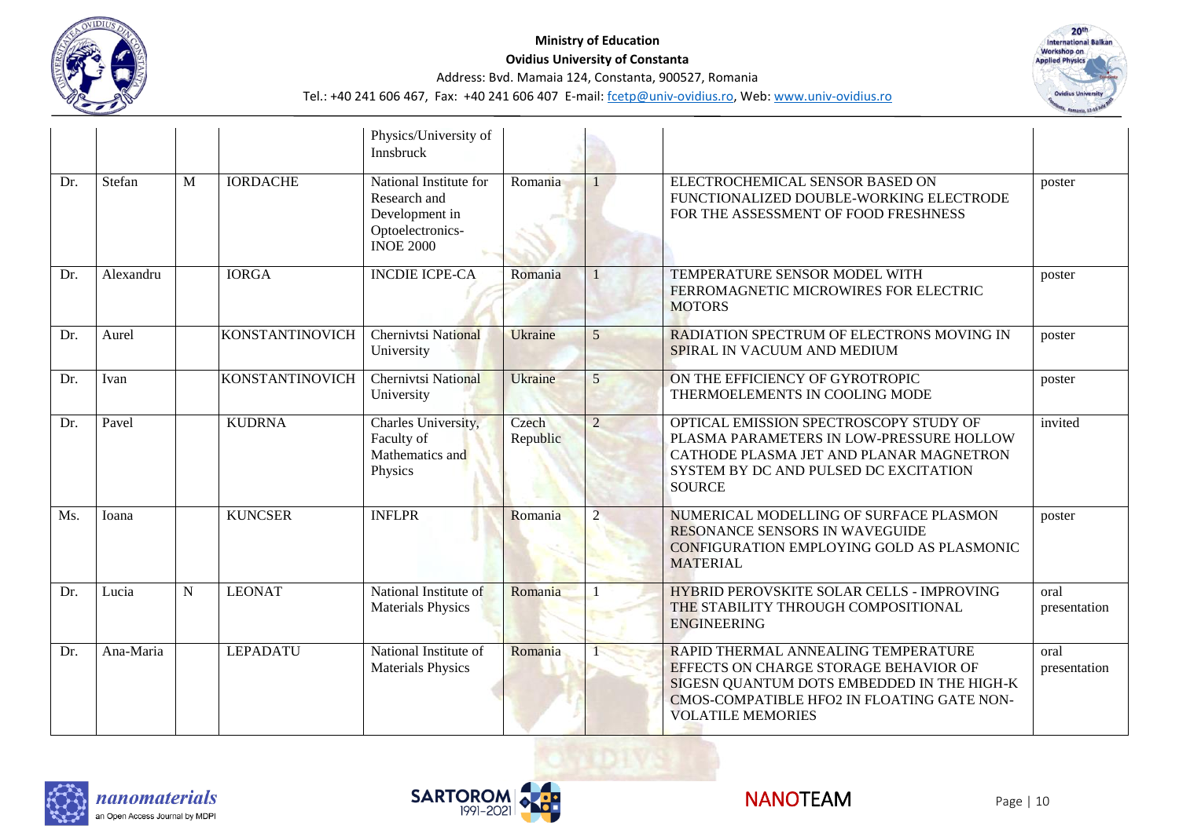|  |  |  |  | Physics/University of Innsbruck |  |  |  |  |
|---|---|---|---|---|---|---|---|---|
| Dr. | Stefan | M | IORDACHE | National Institute for Research and Development in Optoelectronics-INOE 2000 | Romania | 1 | ELECTROCHEMICAL SENSOR BASED ON FUNCTIONALIZED DOUBLE-WORKING ELECTRODE FOR THE ASSESSMENT OF FOOD FRESHNESS | poster |
| Dr. | Alexandru |  | IORGA | INCDIE ICPE-CA | Romania | 1 | TEMPERATURE SENSOR MODEL WITH FERROMAGNETIC MICROWIRES FOR ELECTRIC MOTORS | poster |
| Dr. | Aurel |  | KONSTANTINOVICH | Chernivtsi National University | Ukraine | 5 | RADIATION SPECTRUM OF ELECTRONS MOVING IN SPIRAL IN VACUUM AND MEDIUM | poster |
| Dr. | Ivan |  | KONSTANTINOVICH | Chernivtsi National University | Ukraine | 5 | ON THE EFFICIENCY OF GYROTROPIC THERMOELEMENTS IN COOLING MODE | poster |
| Dr. | Pavel |  | KUDRNA | Charles University, Faculty of Mathematics and Physics | Czech Republic | 2 | OPTICAL EMISSION SPECTROSCOPY STUDY OF PLASMA PARAMETERS IN LOW-PRESSURE HOLLOW CATHODE PLASMA JET AND PLANAR MAGNETRON SYSTEM BY DC AND PULSED DC EXCITATION SOURCE | invited |
| Ms. | Ioana |  | KUNCSER | INFLPR | Romania | 2 | NUMERICAL MODELLING OF SURFACE PLASMON RESONANCE SENSORS IN WAVEGUIDE CONFIGURATION EMPLOYING GOLD AS PLASMONIC MATERIAL | poster |
| Dr. | Lucia | N | LEONAT | National Institute of Materials Physics | Romania | 1 | HYBRID PEROVSKITE SOLAR CELLS - IMPROVING THE STABILITY THROUGH COMPOSITIONAL ENGINEERING | oral presentation |
| Dr. | Ana-Maria |  | LEPADATU | National Institute of Materials Physics | Romania | 1 | RAPID THERMAL ANNEALING TEMPERATURE EFFECTS ON CHARGE STORAGE BEHAVIOR OF SIGESN QUANTUM DOTS EMBEDDED IN THE HIGH-K CMOS-COMPATIBLE HFO2 IN FLOATING GATE NON-VOLATILE MEMORIES | oral presentation |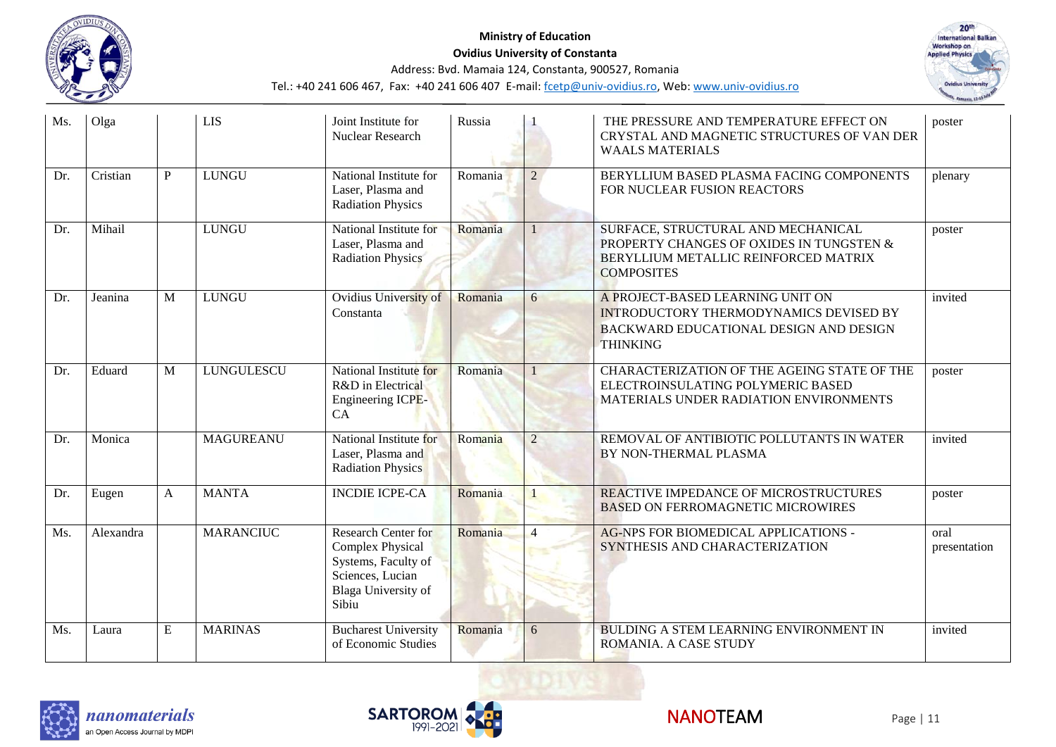| Ms. | Olga | | LIS | Joint Institute for Nuclear Research | Russia | 1 | THE PRESSURE AND TEMPERATURE EFFECT ON CRYSTAL AND MAGNETIC STRUCTURES OF VAN DER WAALS MATERIALS | poster |
|---|---|---|---|---|---|---|---|---|
| Dr. | Cristian | P | LUNGU | National Institute for Laser, Plasma and Radiation Physics | Romania | 2 | BERYLLIUM BASED PLASMA FACING COMPONENTS FOR NUCLEAR FUSION REACTORS | plenary |
| Dr. | Mihail | | LUNGU | National Institute for Laser, Plasma and Radiation Physics | Romania | 1 | SURFACE, STRUCTURAL AND MECHANICAL PROPERTY CHANGES OF OXIDES IN TUNGSTEN & BERYLLIUM METALLIC REINFORCED MATRIX COMPOSITES | poster |
| Dr. | Jeanina | M | LUNGU | Ovidius University of Constanta | Romania | 6 | A PROJECT-BASED LEARNING UNIT ON INTRODUCTORY THERMODYNAMICS DEVISED BY BACKWARD EDUCATIONAL DESIGN AND DESIGN THINKING | invited |
| Dr. | Eduard | M | LUNGULESCU | National Institute for R&D in Electrical Engineering ICPE-CA | Romania | 1 | CHARACTERIZATION OF THE AGEING STATE OF THE ELECTROINSULATING POLYMERIC BASED MATERIALS UNDER RADIATION ENVIRONMENTS | poster |
| Dr. | Monica | | MAGUREANU | National Institute for Laser, Plasma and Radiation Physics | Romania | 2 | REMOVAL OF ANTIBIOTIC POLLUTANTS IN WATER BY NON-THERMAL PLASMA | invited |
| Dr. | Eugen | A | MANTA | INCDIE ICPE-CA | Romania | 1 | REACTIVE IMPEDANCE OF MICROSTRUCTURES BASED ON FERROMAGNETIC MICROWIRES | poster |
| Ms. | Alexandra | | MARANCIUC | Research Center for Complex Physical Systems, Faculty of Sciences, Lucian Blaga University of Sibiu | Romania | 4 | AG-NPS FOR BIOMEDICAL APPLICATIONS - SYNTHESIS AND CHARACTERIZATION | oral presentation |
| Ms. | Laura | E | MARINAS | Bucharest University of Economic Studies | Romania | 6 | BULDING A STEM LEARNING ENVIRONMENT IN ROMANIA. A CASE STUDY | invited |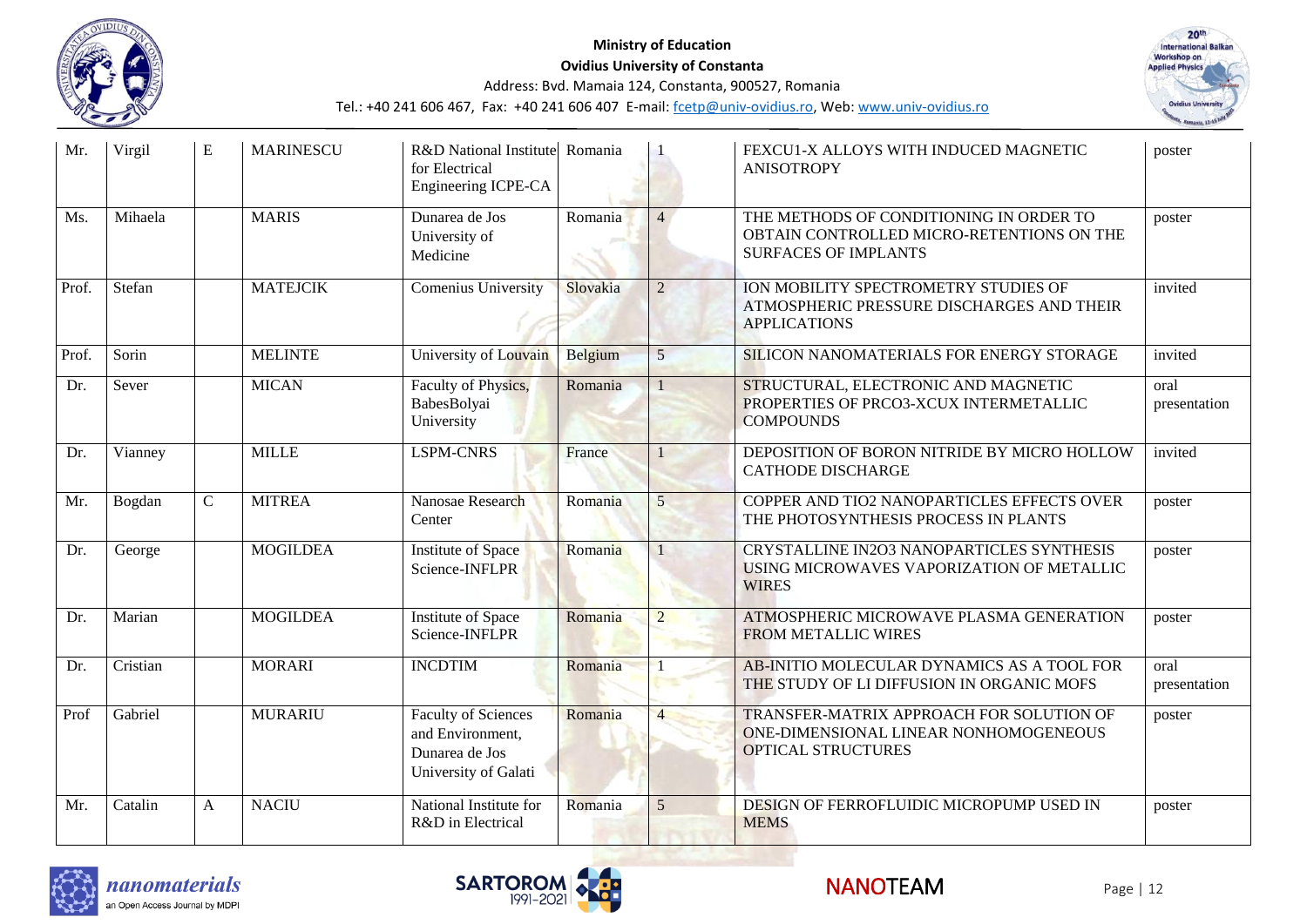| Mr. | Virgil | E | MARINESCU | R&D National Institute for Electrical Engineering ICPE-CA | Romania | 1 | FEXCU1-X ALLOYS WITH INDUCED MAGNETIC ANISOTROPY | poster |
|---|---|---|---|---|---|---|---|---|
| Ms. | Mihaela | | MARIS | Dunarea de Jos University of Medicine | Romania | 4 | THE METHODS OF CONDITIONING IN ORDER TO OBTAIN CONTROLLED MICRO-RETENTIONS ON THE SURFACES OF IMPLANTS | poster |
| Prof. | Stefan | | MATEJCIK | Comenius University | Slovakia | 2 | ION MOBILITY SPECTROMETRY STUDIES OF ATMOSPHERIC PRESSURE DISCHARGES AND THEIR APPLICATIONS | invited |
| Prof. | Sorin | | MELINTE | University of Louvain | Belgium | 5 | SILICON NANOMATERIALS FOR ENERGY STORAGE | invited |
| Dr. | Sever | | MICAN | Faculty of Physics, BabesBolyai University | Romania | 1 | STRUCTURAL, ELECTRONIC AND MAGNETIC PROPERTIES OF PRCO3-XCUX INTERMETALLIC COMPOUNDS | oral presentation |
| Dr. | Vianney | | MILLE | LSPM-CNRS | France | 1 | DEPOSITION OF BORON NITRIDE BY MICRO HOLLOW CATHODE DISCHARGE | invited |
| Mr. | Bogdan | C | MITREA | Nanosae Research Center | Romania | 5 | COPPER AND TIO2 NANOPARTICLES EFFECTS OVER THE PHOTOSYNTHESIS PROCESS IN PLANTS | poster |
| Dr. | George | | MOGILDEA | Institute of Space Science-INFLPR | Romania | 1 | CRYSTALLINE IN2O3 NANOPARTICLES SYNTHESIS USING MICROWAVES VAPORIZATION OF METALLIC WIRES | poster |
| Dr. | Marian | | MOGILDEA | Institute of Space Science-INFLPR | Romania | 2 | ATMOSPHERIC MICROWAVE PLASMA GENERATION FROM METALLIC WIRES | poster |
| Dr. | Cristian | | MORARI | INCDTIM | Romania | 1 | AB-INITIO MOLECULAR DYNAMICS AS A TOOL FOR THE STUDY OF LI DIFFUSION IN ORGANIC MOFS | oral presentation |
| Prof | Gabriel | | MURARIU | Faculty of Sciences and Environment, Dunarea de Jos University of Galati | Romania | 4 | TRANSFER-MATRIX APPROACH FOR SOLUTION OF ONE-DIMENSIONAL LINEAR NONHOMOGENEOUS OPTICAL STRUCTURES | poster |
| Mr. | Catalin | A | NACIU | National Institute for R&D in Electrical | Romania | 5 | DESIGN OF FERROFLUIDIC MICROPUMP USED IN MEMS | poster |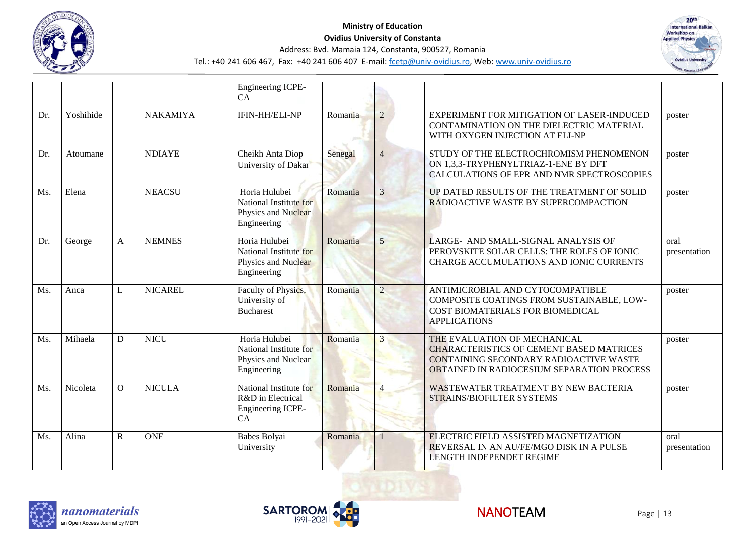| | | | | Engineering ICPE-CA | | | | |
|---|---|---|---|---|---|---|---|---|
| Dr. | Yoshihide | | NAKAMIYA | IFIN-HH/ELI-NP | Romania | 2 | EXPERIMENT FOR MITIGATION OF LASER-INDUCED CONTAMINATION ON THE DIELECTRIC MATERIAL WITH OXYGEN INJECTION AT ELI-NP | poster |
| Dr. | Atoumane | | NDIAYE | Cheikh Anta Diop University of Dakar | Senegal | 4 | STUDY OF THE ELECTROCHROMISM PHENOMENON ON 1,3,3-TRYPHENYLTRIAZ-1-ENE BY DFT CALCULATIONS OF EPR AND NMR SPECTROSCOPIES | poster |
| Ms. | Elena | | NEACSU | Horia Hulubei National Institute for Physics and Nuclear Engineering | Romania | 3 | UP DATED RESULTS OF THE TREATMENT OF SOLID RADIOACTIVE WASTE BY SUPERCOMPACTION | poster |
| Dr. | George | A | NEMNES | Horia Hulubei National Institute for Physics and Nuclear Engineering | Romania | 5 | LARGE- AND SMALL-SIGNAL ANALYSIS OF PEROVSKITE SOLAR CELLS: THE ROLES OF IONIC CHARGE ACCUMULATIONS AND IONIC CURRENTS | oral presentation |
| Ms. | Anca | L | NICAREL | Faculty of Physics, University of Bucharest | Romania | 2 | ANTIMICROBIAL AND CYTOCOMPATIBLE COMPOSITE COATINGS FROM SUSTAINABLE, LOW-COST BIOMATERIALS FOR BIOMEDICAL APPLICATIONS | poster |
| Ms. | Mihaela | D | NICU | Horia Hulubei National Institute for Physics and Nuclear Engineering | Romania | 3 | THE EVALUATION OF MECHANICAL CHARACTERISTICS OF CEMENT BASED MATRICES CONTAINING SECONDARY RADIOACTIVE WASTE OBTAINED IN RADIOCESIUM SEPARATION PROCESS | poster |
| Ms. | Nicoleta | O | NICULA | National Institute for R&D in Electrical Engineering ICPE-CA | Romania | 4 | WASTEWATER TREATMENT BY NEW BACTERIA STRAINS/BIOFILTER SYSTEMS | poster |
| Ms. | Alina | R | ONE | Babes Bolyai University | Romania | 1 | ELECTRIC FIELD ASSISTED MAGNETIZATION REVERSAL IN AN AU/FE/MGO DISK IN A PULSE LENGTH INDEPENDET REGIME | oral presentation |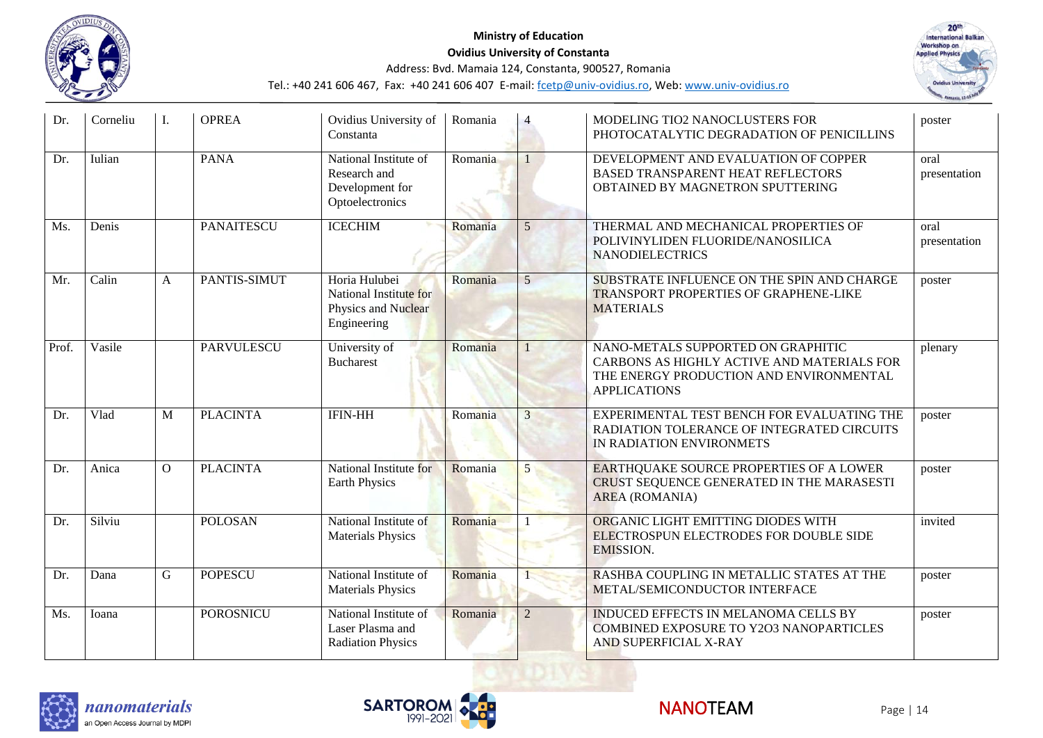| Dr. | Corneliu | I. | OPREA | Ovidius University of Constanta | Romania | 4 | MODELING TIO2 NANOCLUSTERS FOR PHOTOCATALYTIC DEGRADATION OF PENICILLINS | poster |
|---|---|---|---|---|---|---|---|---|
| Dr. | Iulian | | PANA | National Institute of Research and Development for Optoelectronics | Romania | 1 | DEVELOPMENT AND EVALUATION OF COPPER BASED TRANSPARENT HEAT REFLECTORS OBTAINED BY MAGNETRON SPUTTERING | oral presentation |
| Ms. | Denis | | PANAITESCU | ICECHIM | Romania | 5 | THERMAL AND MECHANICAL PROPERTIES OF POLIVINYLIDEN FLUORIDE/NANOSILICA NANODIELECTRICS | oral presentation |
| Mr. | Calin | A | PANTIS-SIMUT | Horia Hulubei National Institute for Physics and Nuclear Engineering | Romania | 5 | SUBSTRATE INFLUENCE ON THE SPIN AND CHARGE TRANSPORT PROPERTIES OF GRAPHENE-LIKE MATERIALS | poster |
| Prof. | Vasile | | PARVULESCU | University of Bucharest | Romania | 1 | NANO-METALS SUPPORTED ON GRAPHITIC CARBONS AS HIGHLY ACTIVE AND MATERIALS FOR THE ENERGY PRODUCTION AND ENVIRONMENTAL APPLICATIONS | plenary |
| Dr. | Vlad | M | PLACINTA | IFIN-HH | Romania | 3 | EXPERIMENTAL TEST BENCH FOR EVALUATING THE RADIATION TOLERANCE OF INTEGRATED CIRCUITS IN RADIATION ENVIRONMETS | poster |
| Dr. | Anica | O | PLACINTA | National Institute for Earth Physics | Romania | 5 | EARTHQUAKE SOURCE PROPERTIES OF A LOWER CRUST SEQUENCE GENERATED IN THE MARASESTI AREA (ROMANIA) | poster |
| Dr. | Silviu | | POLOSAN | National Institute of Materials Physics | Romania | 1 | ORGANIC LIGHT EMITTING DIODES WITH ELECTROSPUN ELECTRODES FOR DOUBLE SIDE EMISSION. | invited |
| Dr. | Dana | G | POPESCU | National Institute of Materials Physics | Romania | 1 | RASHBA COUPLING IN METALLIC STATES AT THE METAL/SEMICONDUCTOR INTERFACE | poster |
| Ms. | Ioana | | POROSNICU | National Institute of Laser Plasma and Radiation Physics | Romania | 2 | INDUCED EFFECTS IN MELANOMA CELLS BY COMBINED EXPOSURE TO Y2O3 NANOPARTICLES AND SUPERFICIAL X-RAY | poster |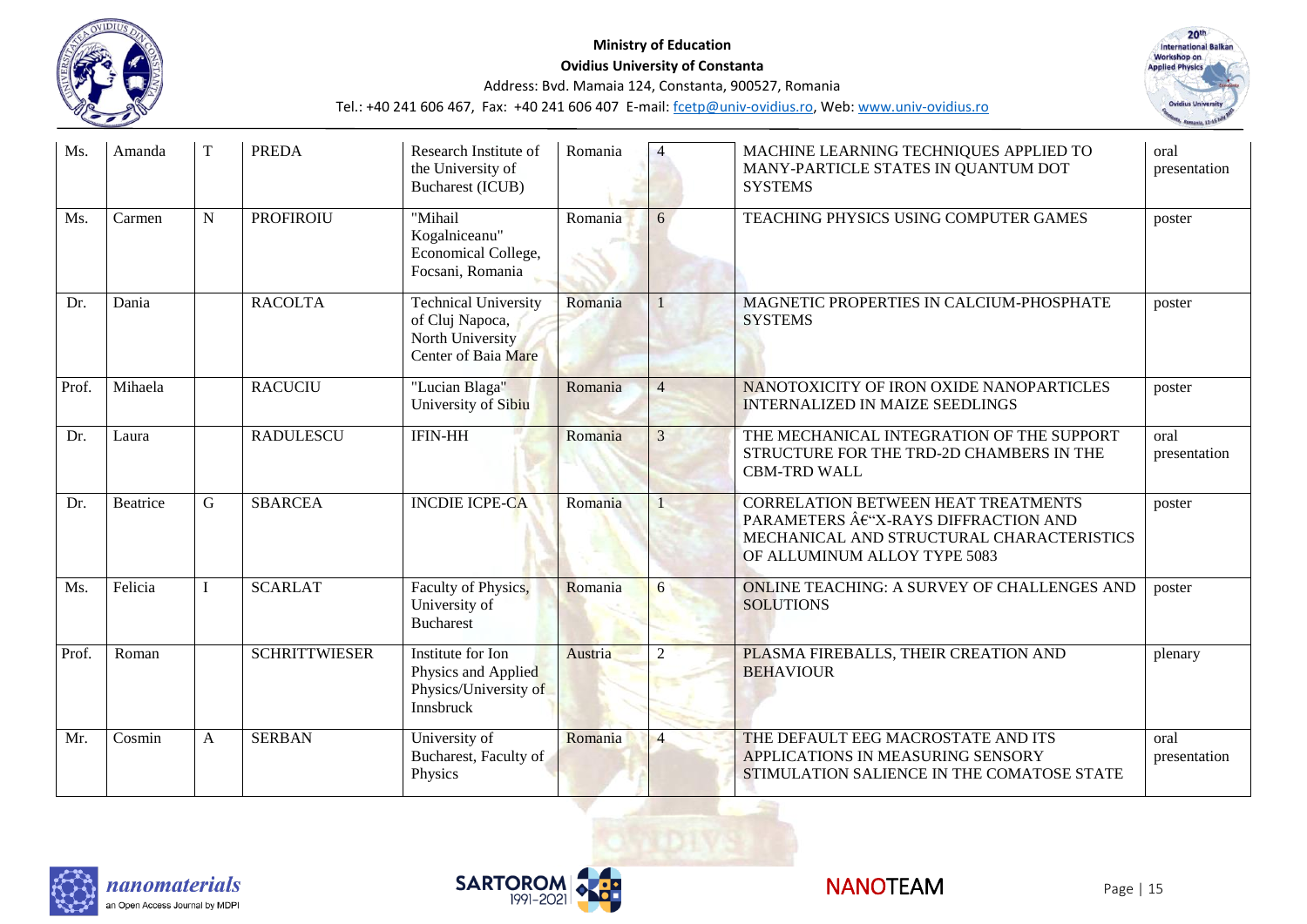| Ms. | Amanda | T | PREDA | Research Institute of the University of Bucharest (ICUB) | Romania | 4 | MACHINE LEARNING TECHNIQUES APPLIED TO MANY-PARTICLE STATES IN QUANTUM DOT SYSTEMS | oral presentation |
|---|---|---|---|---|---|---|---|---|
| Ms. | Carmen | N | PROFIROIU | "Mihail Kogalniceanu" Economical College, Focsani, Romania | Romania | 6 | TEACHING PHYSICS USING COMPUTER GAMES | poster |
| Dr. | Dania | | RACOLTA | Technical University of Cluj Napoca, North University Center of Baia Mare | Romania | 1 | MAGNETIC PROPERTIES IN CALCIUM-PHOSPHATE SYSTEMS | poster |
| Prof. | Mihaela | | RACUCIU | "Lucian Blaga" University of Sibiu | Romania | 4 | NANOTOXICITY OF IRON OXIDE NANOPARTICLES INTERNALIZED IN MAIZE SEEDLINGS | poster |
| Dr. | Laura | | RADULESCU | IFIN-HH | Romania | 3 | THE MECHANICAL INTEGRATION OF THE SUPPORT STRUCTURE FOR THE TRD-2D CHAMBERS IN THE CBM-TRD WALL | oral presentation |
| Dr. | Beatrice | G | SBARCEA | INCDIE ICPE-CA | Romania | 1 | CORRELATION BETWEEN HEAT TREATMENTS PARAMETERS â€“X-RAYS DIFFRACTION AND MECHANICAL AND STRUCTURAL CHARACTERISTICS OF ALLUMINUM ALLOY TYPE 5083 | poster |
| Ms. | Felicia | I | SCARLAT | Faculty of Physics, University of Bucharest | Romania | 6 | ONLINE TEACHING: A SURVEY OF CHALLENGES AND SOLUTIONS | poster |
| Prof. | Roman | | SCHRITTWIESER | Institute for Ion Physics and Applied Physics/University of Innsbruck | Austria | 2 | PLASMA FIREBALLS, THEIR CREATION AND BEHAVIOUR | plenary |
| Mr. | Cosmin | A | SERBAN | University of Bucharest, Faculty of Physics | Romania | 4 | THE DEFAULT EEG MACROSTATE AND ITS APPLICATIONS IN MEASURING SENSORY STIMULATION SALIENCE IN THE COMATOSE STATE | oral presentation |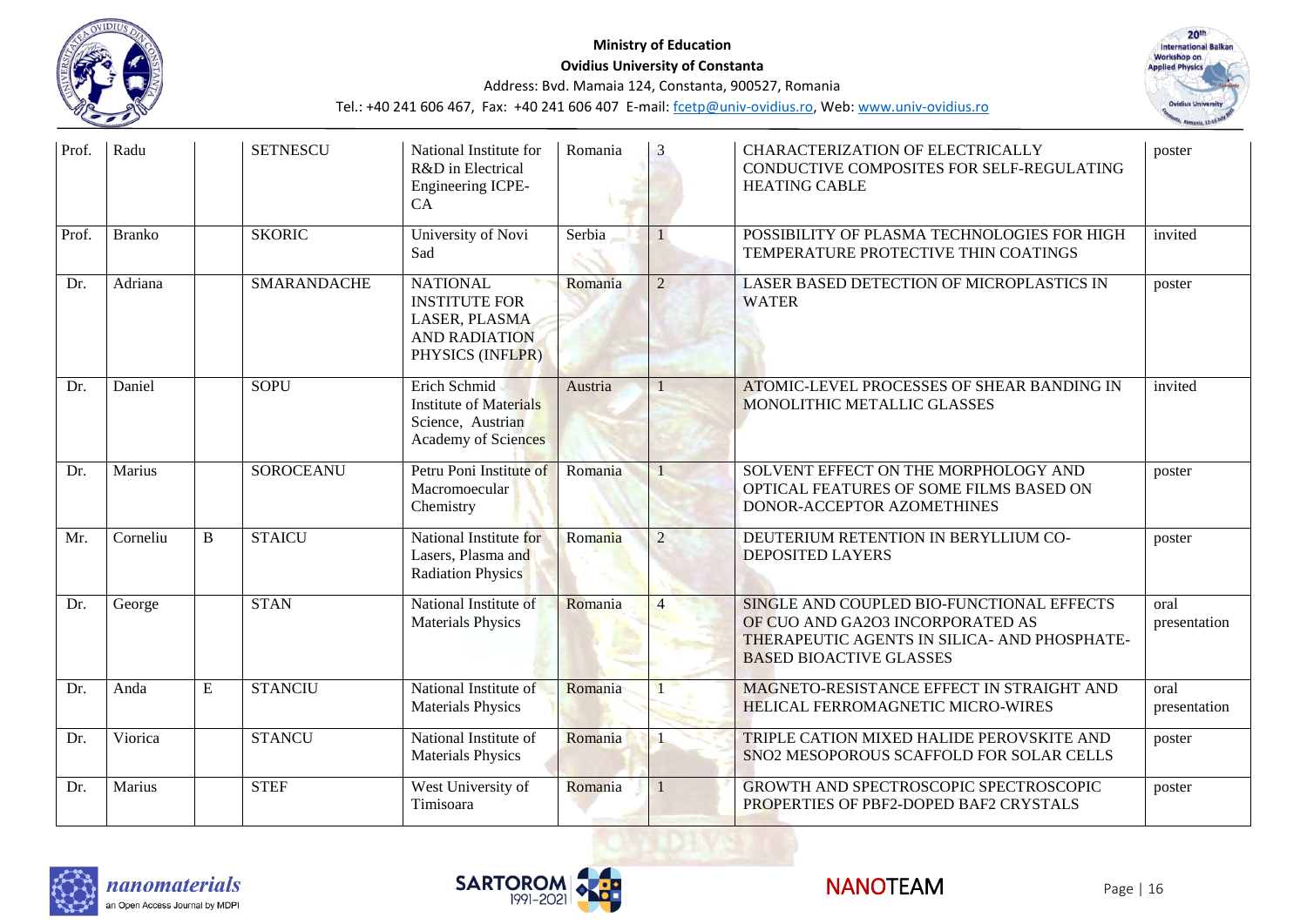| Prof. | Radu | | SETNESCU | National Institute for R&D in Electrical Engineering ICPE-CA | Romania | 3 | CHARACTERIZATION OF ELECTRICALLY CONDUCTIVE COMPOSITES FOR SELF-REGULATING HEATING CABLE | poster |
|---|---|---|---|---|---|---|---|---|
| Prof. | Branko | | SKORIC | University of Novi Sad | Serbia | 1 | POSSIBILITY OF PLASMA TECHNOLOGIES FOR HIGH TEMPERATURE PROTECTIVE THIN COATINGS | invited |
| Dr. | Adriana | | SMARANDACHE | NATIONAL INSTITUTE FOR LASER, PLASMA AND RADIATION PHYSICS (INFLPR) | Romania | 2 | LASER BASED DETECTION OF MICROPLASTICS IN WATER | poster |
| Dr. | Daniel | | SOPU | Erich Schmid Institute of Materials Science, Austrian Academy of Sciences | Austria | 1 | ATOMIC-LEVEL PROCESSES OF SHEAR BANDING IN MONOLITHIC METALLIC GLASSES | invited |
| Dr. | Marius | | SOROCEANU | Petru Poni Institute of Macromoecular Chemistry | Romania | 1 | SOLVENT EFFECT ON THE MORPHOLOGY AND OPTICAL FEATURES OF SOME FILMS BASED ON DONOR-ACCEPTOR AZOMETHINES | poster |
| Mr. | Corneliu | B | STAICU | National Institute for Lasers, Plasma and Radiation Physics | Romania | 2 | DEUTERIUM RETENTION IN BERYLLIUM CO-DEPOSITED LAYERS | poster |
| Dr. | George | | STAN | National Institute of Materials Physics | Romania | 4 | SINGLE AND COUPLED BIO-FUNCTIONAL EFFECTS OF CUO AND GA2O3 INCORPORATED AS THERAPEUTIC AGENTS IN SILICA- AND PHOSPHATE-BASED BIOACTIVE GLASSES | oral presentation |
| Dr. | Anda | E | STANCIU | National Institute of Materials Physics | Romania | 1 | MAGNETO-RESISTANCE EFFECT IN STRAIGHT AND HELICAL FERROMAGNETIC MICRO-WIRES | oral presentation |
| Dr. | Viorica | | STANCU | National Institute of Materials Physics | Romania | 1 | TRIPLE CATION MIXED HALIDE PEROVSKITE AND SNO2 MESOPOROUS SCAFFOLD FOR SOLAR CELLS | poster |
| Dr. | Marius | | STEF | West University of Timisoara | Romania | 1 | GROWTH AND SPECTROSCOPIC SPECTROSCOPIC PROPERTIES OF PBF2-DOPED BAF2 CRYSTALS | poster |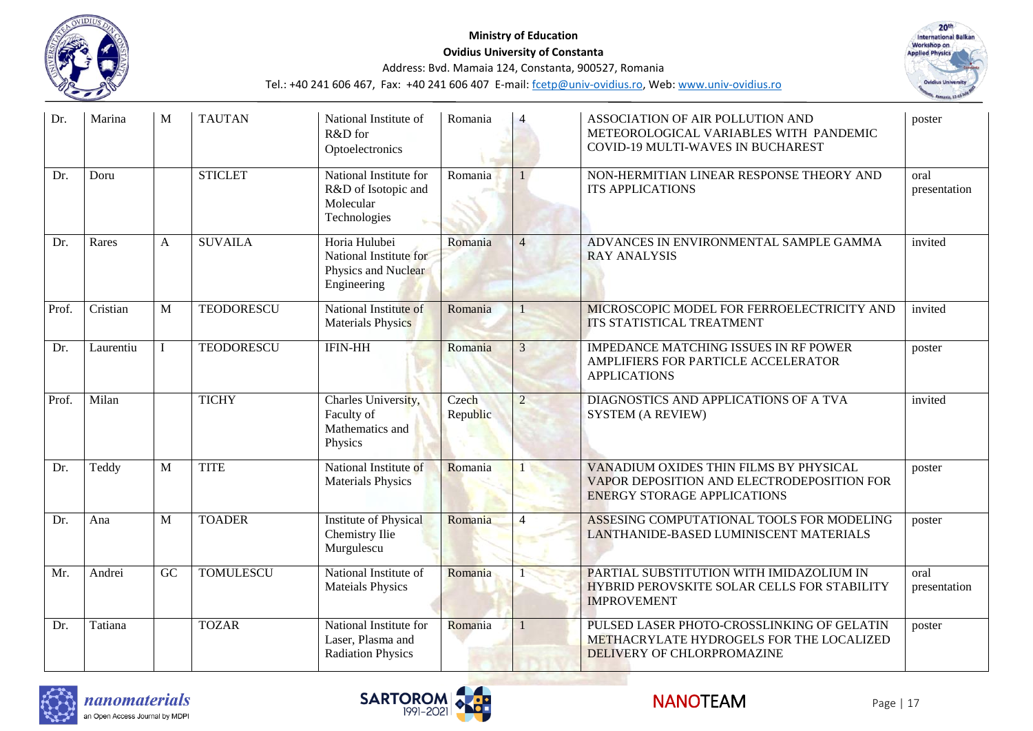| Dr. | Marina | M | TAUTAN | National Institute of R&D for Optoelectronics | Romania | 4 | ASSOCIATION OF AIR POLLUTION AND METEOROLOGICAL VARIABLES WITH PANDEMIC COVID-19 MULTI-WAVES IN BUCHAREST | poster |
|---|---|---|---|---|---|---|---|---|
| Dr. | Doru | | STICLET | National Institute for R&D of Isotopic and Molecular Technologies | Romania | 1 | NON-HERMITIAN LINEAR RESPONSE THEORY AND ITS APPLICATIONS | oral presentation |
| Dr. | Rares | A | SUVAILA | Horia Hulubei National Institute for Physics and Nuclear Engineering | Romania | 4 | ADVANCES IN ENVIRONMENTAL SAMPLE GAMMA RAY ANALYSIS | invited |
| Prof. | Cristian | M | TEODORESCU | National Institute of Materials Physics | Romania | 1 | MICROSCOPIC MODEL FOR FERROELECTRICITY AND ITS STATISTICAL TREATMENT | invited |
| Dr. | Laurentiu | I | TEODORESCU | IFIN-HH | Romania | 3 | IMPEDANCE MATCHING ISSUES IN RF POWER AMPLIFIERS FOR PARTICLE ACCELERATOR APPLICATIONS | poster |
| Prof. | Milan | | TICHY | Charles University, Faculty of Mathematics and Physics | Czech Republic | 2 | DIAGNOSTICS AND APPLICATIONS OF A TVA SYSTEM (A REVIEW) | invited |
| Dr. | Teddy | M | TITE | National Institute of Materials Physics | Romania | 1 | VANADIUM OXIDES THIN FILMS BY PHYSICAL VAPOR DEPOSITION AND ELECTRODEPOSITION FOR ENERGY STORAGE APPLICATIONS | poster |
| Dr. | Ana | M | TOADER | Institute of Physical Chemistry Ilie Murgulescu | Romania | 4 | ASSESING COMPUTATIONAL TOOLS FOR MODELING LANTHANIDE-BASED LUMINISCENT MATERIALS | poster |
| Mr. | Andrei | GC | TOMULESCU | National Institute of Mateials Physics | Romania | 1 | PARTIAL SUBSTITUTION WITH IMIDAZOLIUM IN HYBRID PEROVSKITE SOLAR CELLS FOR STABILITY IMPROVEMENT | oral presentation |
| Dr. | Tatiana | | TOZAR | National Institute for Laser, Plasma and Radiation Physics | Romania | 1 | PULSED LASER PHOTO-CROSSLINKING OF GELATIN METHACRYLATE HYDROGELS FOR THE LOCALIZED DELIVERY OF CHLORPROMAZINE | poster |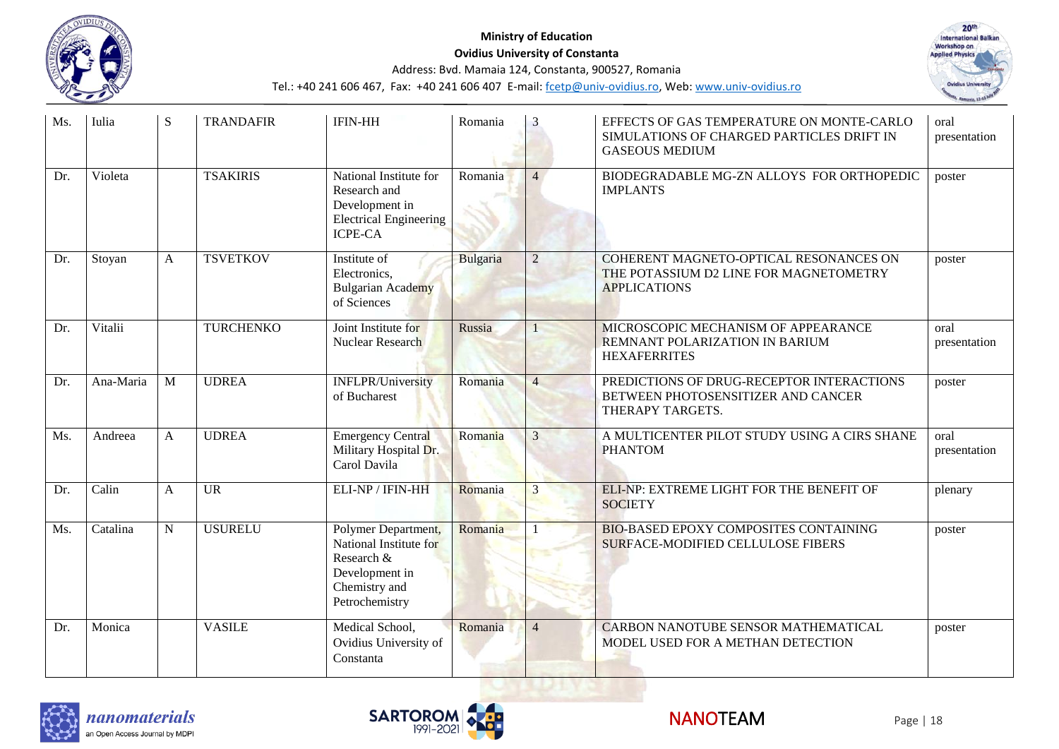| Ms. | Iulia | S | TRANDAFIR | IFIN-HH | Romania | 3 | EFFECTS OF GAS TEMPERATURE ON MONTE-CARLO SIMULATIONS OF CHARGED PARTICLES DRIFT IN GASEOUS MEDIUM | oral presentation |
|---|---|---|---|---|---|---|---|---|
| Dr. | Violeta | | TSAKIRIS | National Institute for Research and Development in Electrical Engineering ICPE-CA | Romania | 4 | BIODEGRADABLE MG-ZN ALLOYS FOR ORTHOPEDIC IMPLANTS | poster |
| Dr. | Stoyan | A | TSVETKOV | Institute of Electronics, Bulgarian Academy of Sciences | Bulgaria | 2 | COHERENT MAGNETO-OPTICAL RESONANCES ON THE POTASSIUM D2 LINE FOR MAGNETOMETRY APPLICATIONS | poster |
| Dr. | Vitalii | | TURCHENKO | Joint Institute for Nuclear Research | Russia | 1 | MICROSCOPIC MECHANISM OF APPEARANCE REMNANT POLARIZATION IN BARIUM HEXAFERRITES | oral presentation |
| Dr. | Ana-Maria | M | UDREA | INFLPR/University of Bucharest | Romania | 4 | PREDICTIONS OF DRUG-RECEPTOR INTERACTIONS BETWEEN PHOTOSENSITIZER AND CANCER THERAPY TARGETS. | poster |
| Ms. | Andreea | A | UDREA | Emergency Central Military Hospital Dr. Carol Davila | Romania | 3 | A MULTICENTER PILOT STUDY USING A CIRS SHANE PHANTOM | oral presentation |
| Dr. | Calin | A | UR | ELI-NP / IFIN-HH | Romania | 3 | ELI-NP: EXTREME LIGHT FOR THE BENEFIT OF SOCIETY | plenary |
| Ms. | Catalina | N | USURELU | Polymer Department, National Institute for Research & Development in Chemistry and Petrochemistry | Romania | 1 | BIO-BASED EPOXY COMPOSITES CONTAINING SURFACE-MODIFIED CELLULOSE FIBERS | poster |
| Dr. | Monica | | VASILE | Medical School, Ovidius University of Constanta | Romania | 4 | CARBON NANOTUBE SENSOR MATHEMATICAL MODEL USED FOR A METHAN DETECTION | poster |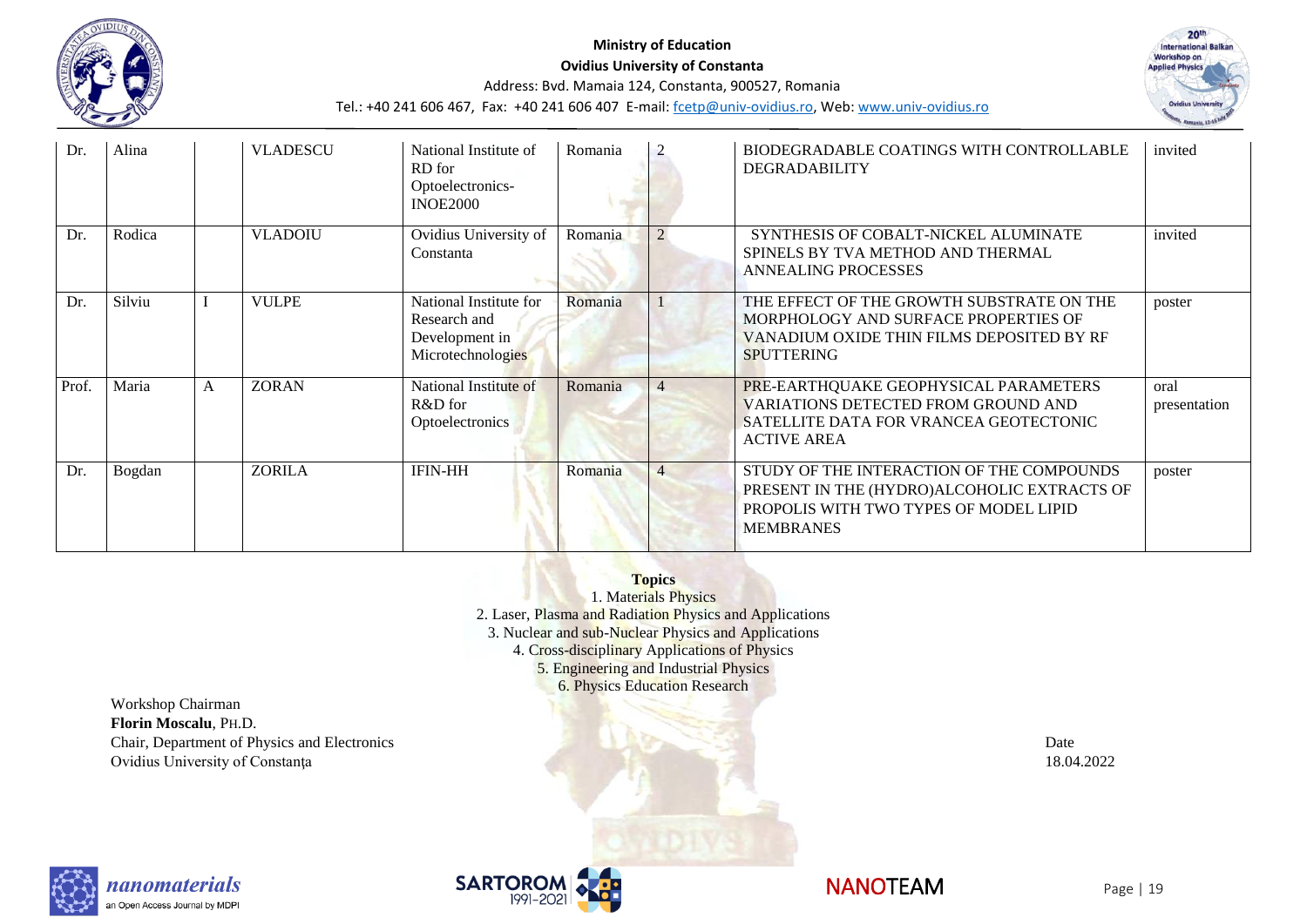| | | | | | | | | |
|---|---|---|---|---|---|---|---|---|
| Dr. | Alina | | VLADESCU | National Institute of RD for Optoelectronics-INOE2000 | Romania | 2 | BIODEGRADABLE COATINGS WITH CONTROLLABLE DEGRADABILITY | invited |
| Dr. | Rodica | | VLADOIU | Ovidius University of Constanta | Romania | 2 | SYNTHESIS OF COBALT-NICKEL ALUMINATE SPINELS BY TVA METHOD AND THERMAL ANNEALING PROCESSES | invited |
| Dr. | Silviu | I | VULPE | National Institute for Research and Development in Microtechnologies | Romania | 1 | THE EFFECT OF THE GROWTH SUBSTRATE ON THE MORPHOLOGY AND SURFACE PROPERTIES OF VANADIUM OXIDE THIN FILMS DEPOSITED BY RF SPUTTERING | poster |
| Prof. | Maria | A | ZORAN | National Institute of R&D for Optoelectronics | Romania | 4 | PRE-EARTHQUAKE GEOPHYSICAL PARAMETERS VARIATIONS DETECTED FROM GROUND AND SATELLITE DATA FOR VRANCEA GEOTECTONIC ACTIVE AREA | oral presentation |
| Dr. | Bogdan | | ZORILA | IFIN-HH | Romania | 4 | STUDY OF THE INTERACTION OF THE COMPOUNDS PRESENT IN THE (HYDRO)ALCOHOLIC EXTRACTS OF PROPOLIS WITH TWO TYPES OF MODEL LIPID MEMBRANES | poster |

**Topics**

1. Materials Physics
2. Laser, Plasma and Radiation Physics and Applications
3. Nuclear and sub-Nuclear Physics and Applications
4. Cross-disciplinary Applications of Physics
5. Engineering and Industrial Physics
6. Physics Education Research

Workshop Chairman
**Florin Moscalu**, PH.D.
Chair, Department of Physics and Electronics
Ovidius University of Constanța

Date
18.04.2022